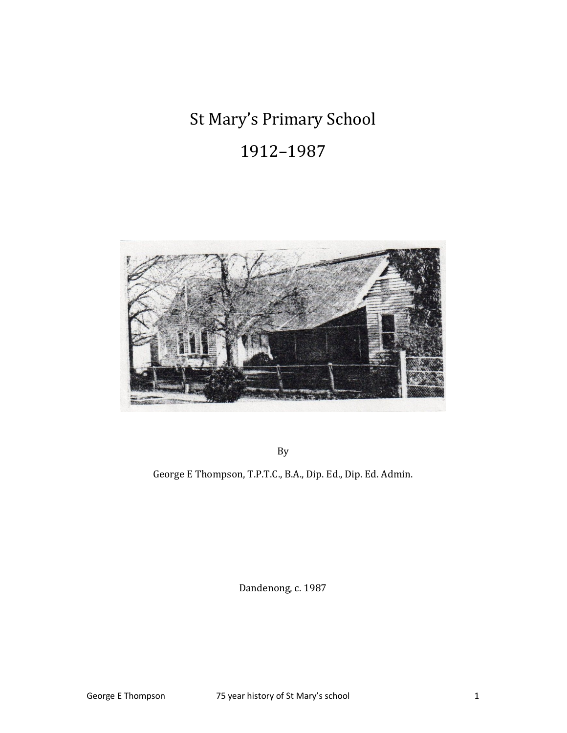# St Mary's Primary School

# 1912–1987

By

George E Thompson, T.P.T.C., B.A., Dip. Ed., Dip. Ed. Admin.

Dandenong, c. 1987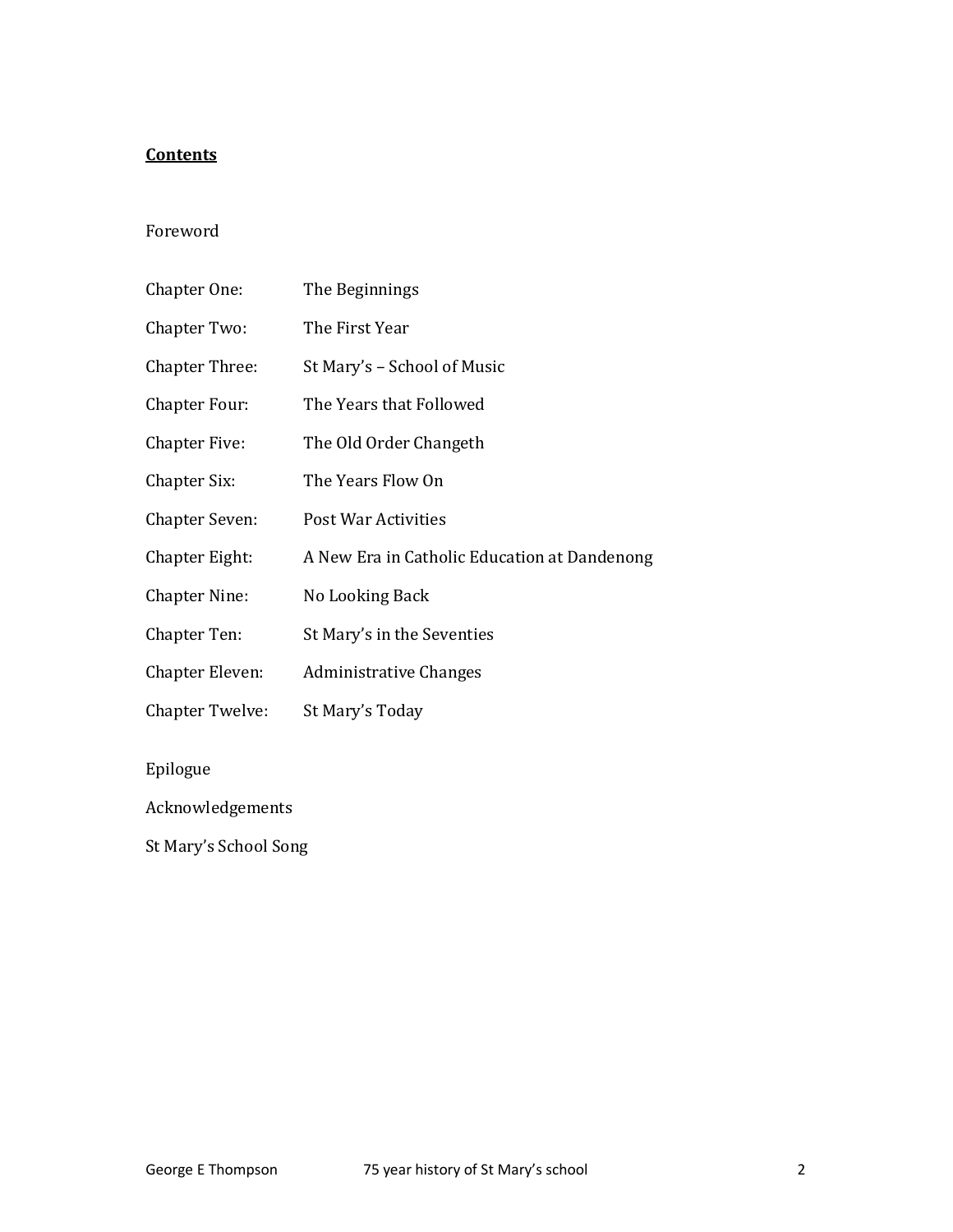## **Contents**

Foreword

| | |
|---|---|
| Chapter One: | The Beginnings |
| Chapter Two: | The First Year |
| Chapter Three: | St Mary's – School of Music |
| Chapter Four: | The Years that Followed |
| Chapter Five: | The Old Order Changeth |
| Chapter Six: | The Years Flow On |
| Chapter Seven: | Post War Activities |
| Chapter Eight: | A New Era in Catholic Education at Dandenong |
| Chapter Nine: | No Looking Back |
| Chapter Ten: | St Mary's in the Seventies |
| Chapter Eleven: | Administrative Changes |
| Chapter Twelve: | St Mary's Today |

Epilogue

Acknowledgements

St Mary's School Song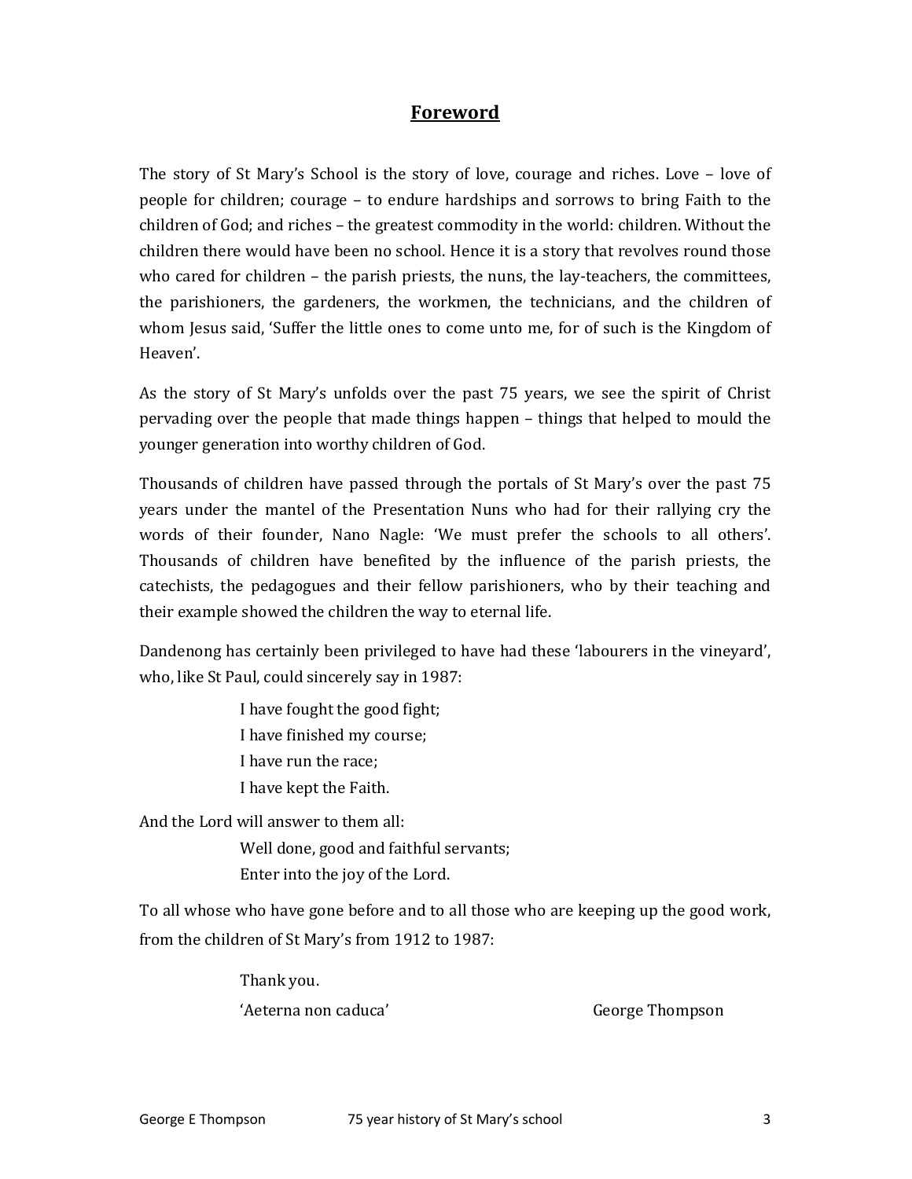## Foreword

The story of St Mary's School is the story of love, courage and riches. Love – love of people for children; courage – to endure hardships and sorrows to bring Faith to the children of God; and riches – the greatest commodity in the world: children. Without the children there would have been no school. Hence it is a story that revolves round those who cared for children – the parish priests, the nuns, the lay-teachers, the committees, the parishioners, the gardeners, the workmen, the technicians, and the children of whom Jesus said, 'Suffer the little ones to come unto me, for of such is the Kingdom of Heaven'.

As the story of St Mary's unfolds over the past 75 years, we see the spirit of Christ pervading over the people that made things happen – things that helped to mould the younger generation into worthy children of God.

Thousands of children have passed through the portals of St Mary's over the past 75 years under the mantel of the Presentation Nuns who had for their rallying cry the words of their founder, Nano Nagle: 'We must prefer the schools to all others'. Thousands of children have benefited by the influence of the parish priests, the catechists, the pedagogues and their fellow parishioners, who by their teaching and their example showed the children the way to eternal life.

Dandenong has certainly been privileged to have had these 'labourers in the vineyard', who, like St Paul, could sincerely say in 1987:

> I have fought the good fight;
> I have finished my course;
> I have run the race;
> I have kept the Faith.

And the Lord will answer to them all:

> Well done, good and faithful servants;
> Enter into the joy of the Lord.

To all whose who have gone before and to all those who are keeping up the good work, from the children of St Mary's from 1912 to 1987:

> Thank you.
> 'Aeterna non caduca'

George Thompson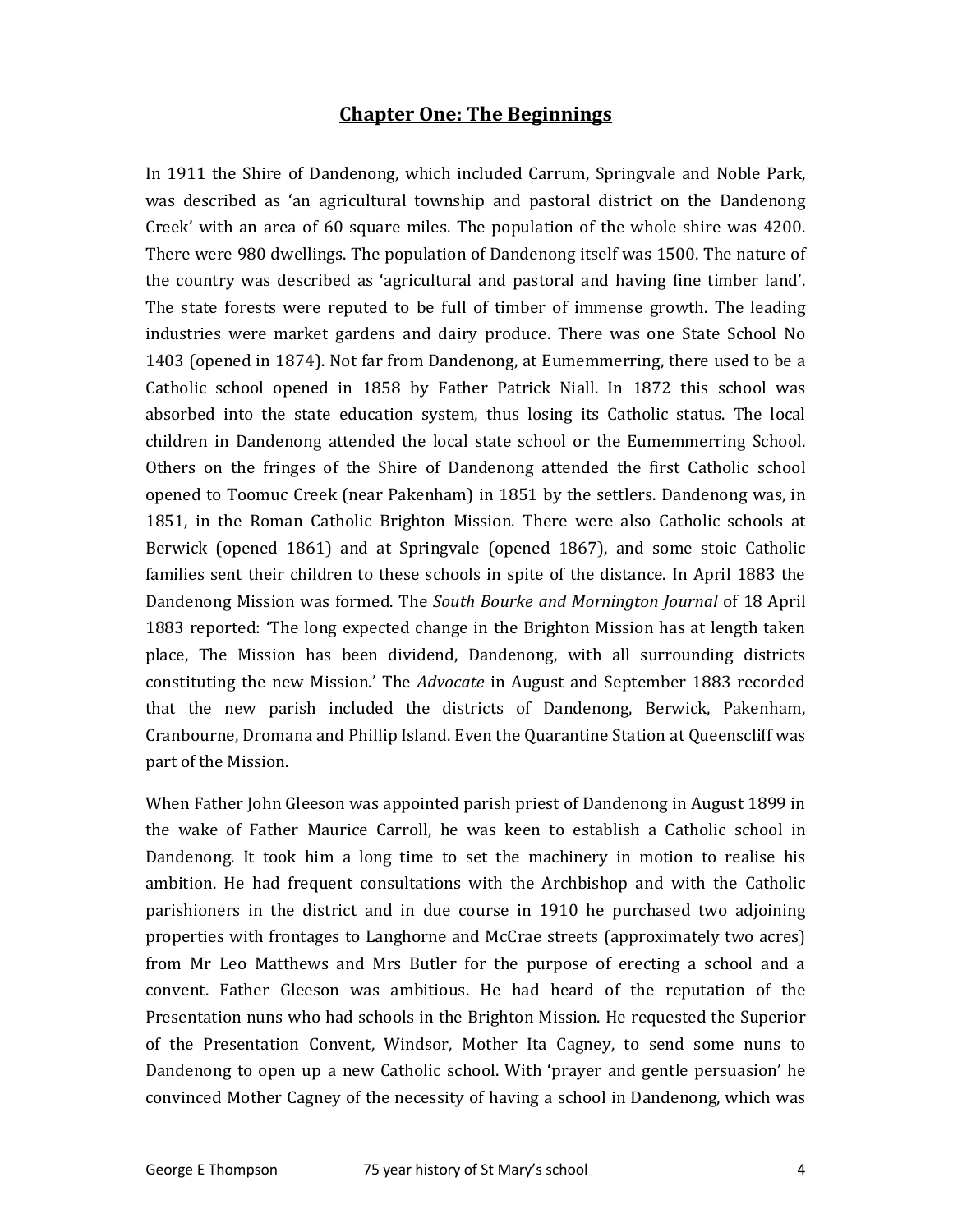## Chapter One: The Beginnings

In 1911 the Shire of Dandenong, which included Carrum, Springvale and Noble Park, was described as 'an agricultural township and pastoral district on the Dandenong Creek' with an area of 60 square miles. The population of the whole shire was 4200. There were 980 dwellings. The population of Dandenong itself was 1500. The nature of the country was described as 'agricultural and pastoral and having fine timber land'. The state forests were reputed to be full of timber of immense growth. The leading industries were market gardens and dairy produce. There was one State School No 1403 (opened in 1874). Not far from Dandenong, at Eumemmerring, there used to be a Catholic school opened in 1858 by Father Patrick Niall. In 1872 this school was absorbed into the state education system, thus losing its Catholic status. The local children in Dandenong attended the local state school or the Eumemmerring School. Others on the fringes of the Shire of Dandenong attended the first Catholic school opened to Toomuc Creek (near Pakenham) in 1851 by the settlers. Dandenong was, in 1851, in the Roman Catholic Brighton Mission. There were also Catholic schools at Berwick (opened 1861) and at Springvale (opened 1867), and some stoic Catholic families sent their children to these schools in spite of the distance. In April 1883 the Dandenong Mission was formed. The *South Bourke and Mornington Journal* of 18 April 1883 reported: 'The long expected change in the Brighton Mission has at length taken place, The Mission has been dividend, Dandenong, with all surrounding districts constituting the new Mission.' The *Advocate* in August and September 1883 recorded that the new parish included the districts of Dandenong, Berwick, Pakenham, Cranbourne, Dromana and Phillip Island. Even the Quarantine Station at Queenscliff was part of the Mission.

When Father John Gleeson was appointed parish priest of Dandenong in August 1899 in the wake of Father Maurice Carroll, he was keen to establish a Catholic school in Dandenong. It took him a long time to set the machinery in motion to realise his ambition. He had frequent consultations with the Archbishop and with the Catholic parishioners in the district and in due course in 1910 he purchased two adjoining properties with frontages to Langhorne and McCrae streets (approximately two acres) from Mr Leo Matthews and Mrs Butler for the purpose of erecting a school and a convent. Father Gleeson was ambitious. He had heard of the reputation of the Presentation nuns who had schools in the Brighton Mission. He requested the Superior of the Presentation Convent, Windsor, Mother Ita Cagney, to send some nuns to Dandenong to open up a new Catholic school. With 'prayer and gentle persuasion' he convinced Mother Cagney of the necessity of having a school in Dandenong, which was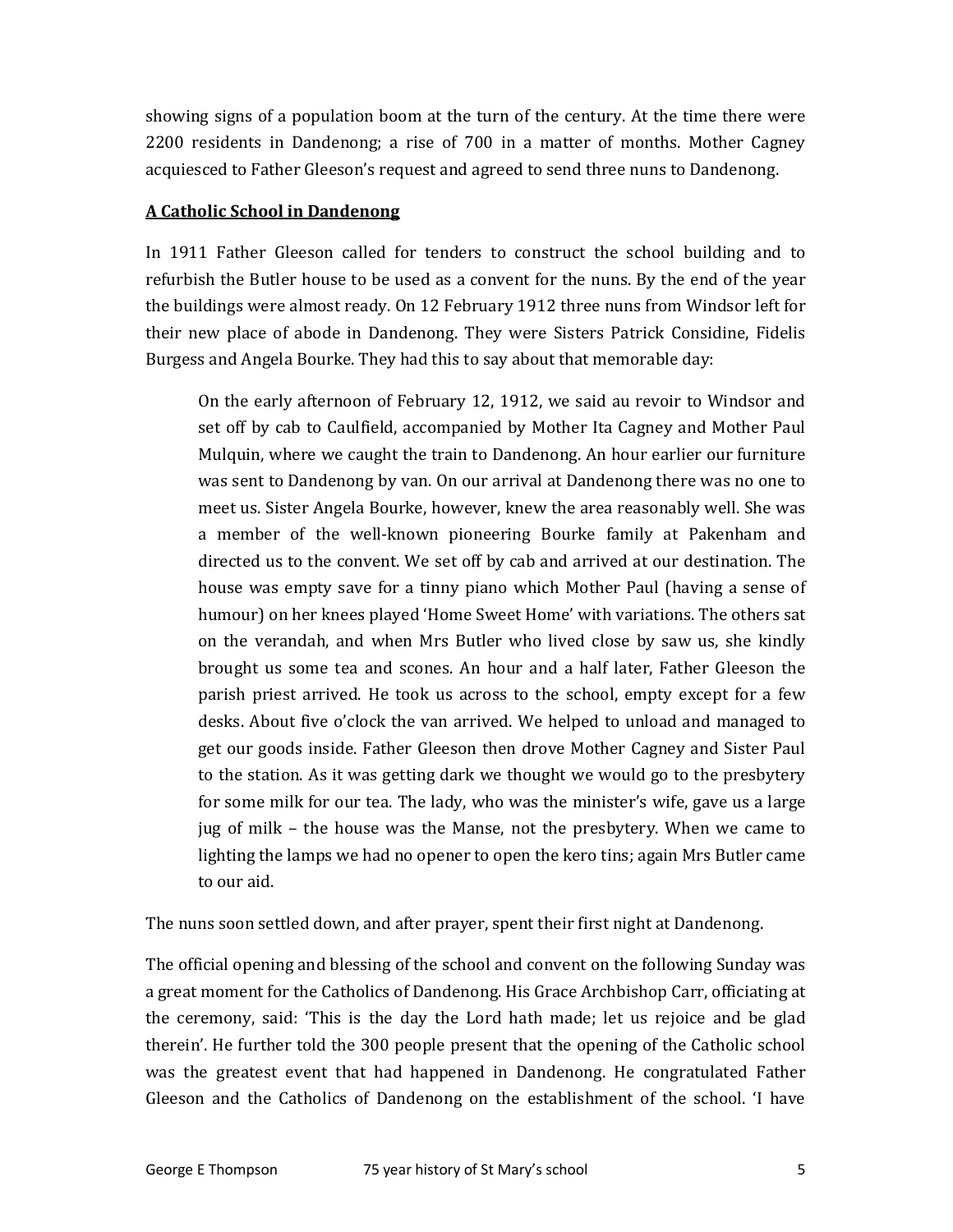showing signs of a population boom at the turn of the century. At the time there were 2200 residents in Dandenong; a rise of 700 in a matter of months. Mother Cagney acquiesced to Father Gleeson's request and agreed to send three nuns to Dandenong.

## A Catholic School in Dandenong

In 1911 Father Gleeson called for tenders to construct the school building and to refurbish the Butler house to be used as a convent for the nuns. By the end of the year the buildings were almost ready. On 12 February 1912 three nuns from Windsor left for their new place of abode in Dandenong. They were Sisters Patrick Considine, Fidelis Burgess and Angela Bourke. They had this to say about that memorable day:

> On the early afternoon of February 12, 1912, we said au revoir to Windsor and set off by cab to Caulfield, accompanied by Mother Ita Cagney and Mother Paul Mulquin, where we caught the train to Dandenong. An hour earlier our furniture was sent to Dandenong by van. On our arrival at Dandenong there was no one to meet us. Sister Angela Bourke, however, knew the area reasonably well. She was a member of the well-known pioneering Bourke family at Pakenham and directed us to the convent. We set off by cab and arrived at our destination. The house was empty save for a tinny piano which Mother Paul (having a sense of humour) on her knees played 'Home Sweet Home' with variations. The others sat on the verandah, and when Mrs Butler who lived close by saw us, she kindly brought us some tea and scones. An hour and a half later, Father Gleeson the parish priest arrived. He took us across to the school, empty except for a few desks. About five o'clock the van arrived. We helped to unload and managed to get our goods inside. Father Gleeson then drove Mother Cagney and Sister Paul to the station. As it was getting dark we thought we would go to the presbytery for some milk for our tea. The lady, who was the minister's wife, gave us a large jug of milk – the house was the Manse, not the presbytery. When we came to lighting the lamps we had no opener to open the kero tins; again Mrs Butler came to our aid.

The nuns soon settled down, and after prayer, spent their first night at Dandenong.

The official opening and blessing of the school and convent on the following Sunday was a great moment for the Catholics of Dandenong. His Grace Archbishop Carr, officiating at the ceremony, said: 'This is the day the Lord hath made; let us rejoice and be glad therein'. He further told the 300 people present that the opening of the Catholic school was the greatest event that had happened in Dandenong. He congratulated Father Gleeson and the Catholics of Dandenong on the establishment of the school. 'I have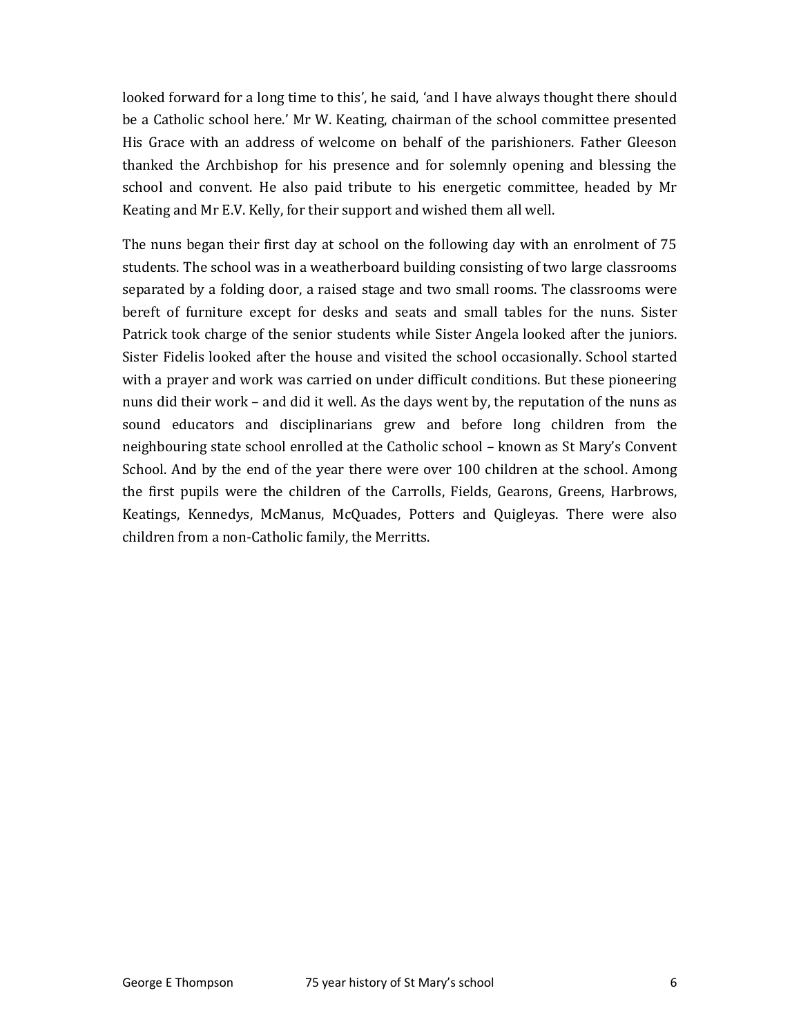looked forward for a long time to this', he said, 'and I have always thought there should be a Catholic school here.' Mr W. Keating, chairman of the school committee presented His Grace with an address of welcome on behalf of the parishioners. Father Gleeson thanked the Archbishop for his presence and for solemnly opening and blessing the school and convent. He also paid tribute to his energetic committee, headed by Mr Keating and Mr E.V. Kelly, for their support and wished them all well.

The nuns began their first day at school on the following day with an enrolment of 75 students. The school was in a weatherboard building consisting of two large classrooms separated by a folding door, a raised stage and two small rooms. The classrooms were bereft of furniture except for desks and seats and small tables for the nuns. Sister Patrick took charge of the senior students while Sister Angela looked after the juniors. Sister Fidelis looked after the house and visited the school occasionally. School started with a prayer and work was carried on under difficult conditions. But these pioneering nuns did their work – and did it well. As the days went by, the reputation of the nuns as sound educators and disciplinarians grew and before long children from the neighbouring state school enrolled at the Catholic school – known as St Mary's Convent School. And by the end of the year there were over 100 children at the school. Among the first pupils were the children of the Carrolls, Fields, Gearons, Greens, Harbrows, Keatings, Kennedys, McManus, McQuades, Potters and Quigleyas. There were also children from a non-Catholic family, the Merritts.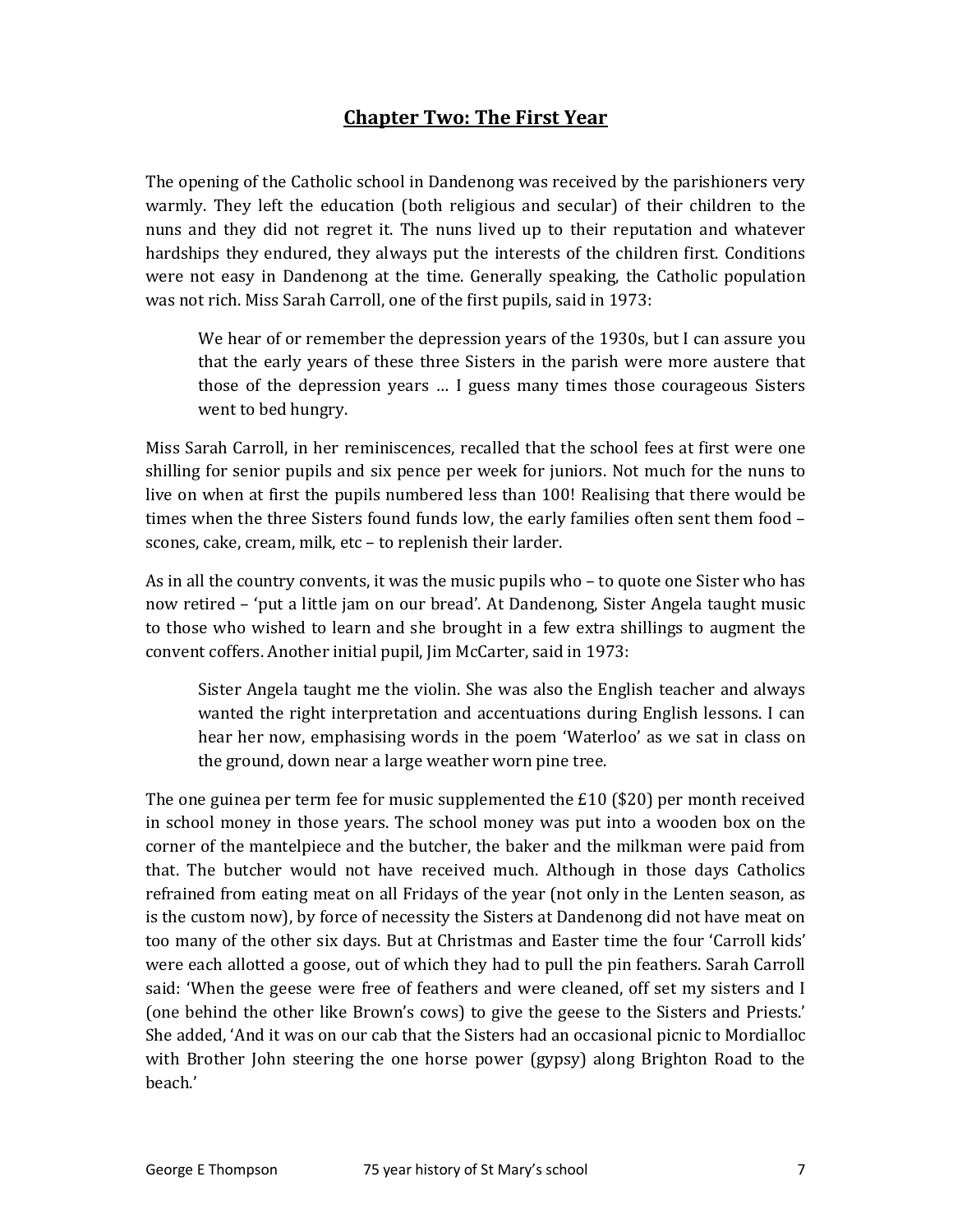## Chapter Two: The First Year

The opening of the Catholic school in Dandenong was received by the parishioners very warmly. They left the education (both religious and secular) of their children to the nuns and they did not regret it. The nuns lived up to their reputation and whatever hardships they endured, they always put the interests of the children first. Conditions were not easy in Dandenong at the time. Generally speaking, the Catholic population was not rich. Miss Sarah Carroll, one of the first pupils, said in 1973:

> We hear of or remember the depression years of the 1930s, but I can assure you that the early years of these three Sisters in the parish were more austere that those of the depression years … I guess many times those courageous Sisters went to bed hungry.

Miss Sarah Carroll, in her reminiscences, recalled that the school fees at first were one shilling for senior pupils and six pence per week for juniors. Not much for the nuns to live on when at first the pupils numbered less than 100! Realising that there would be times when the three Sisters found funds low, the early families often sent them food – scones, cake, cream, milk, etc – to replenish their larder.

As in all the country convents, it was the music pupils who – to quote one Sister who has now retired – 'put a little jam on our bread'. At Dandenong, Sister Angela taught music to those who wished to learn and she brought in a few extra shillings to augment the convent coffers. Another initial pupil, Jim McCarter, said in 1973:

> Sister Angela taught me the violin. She was also the English teacher and always wanted the right interpretation and accentuations during English lessons. I can hear her now, emphasising words in the poem 'Waterloo' as we sat in class on the ground, down near a large weather worn pine tree.

The one guinea per term fee for music supplemented the £10 ($20) per month received in school money in those years. The school money was put into a wooden box on the corner of the mantelpiece and the butcher, the baker and the milkman were paid from that. The butcher would not have received much. Although in those days Catholics refrained from eating meat on all Fridays of the year (not only in the Lenten season, as is the custom now), by force of necessity the Sisters at Dandenong did not have meat on too many of the other six days. But at Christmas and Easter time the four 'Carroll kids' were each allotted a goose, out of which they had to pull the pin feathers. Sarah Carroll said: 'When the geese were free of feathers and were cleaned, off set my sisters and I (one behind the other like Brown's cows) to give the geese to the Sisters and Priests.' She added, 'And it was on our cab that the Sisters had an occasional picnic to Mordialloc with Brother John steering the one horse power (gypsy) along Brighton Road to the beach.'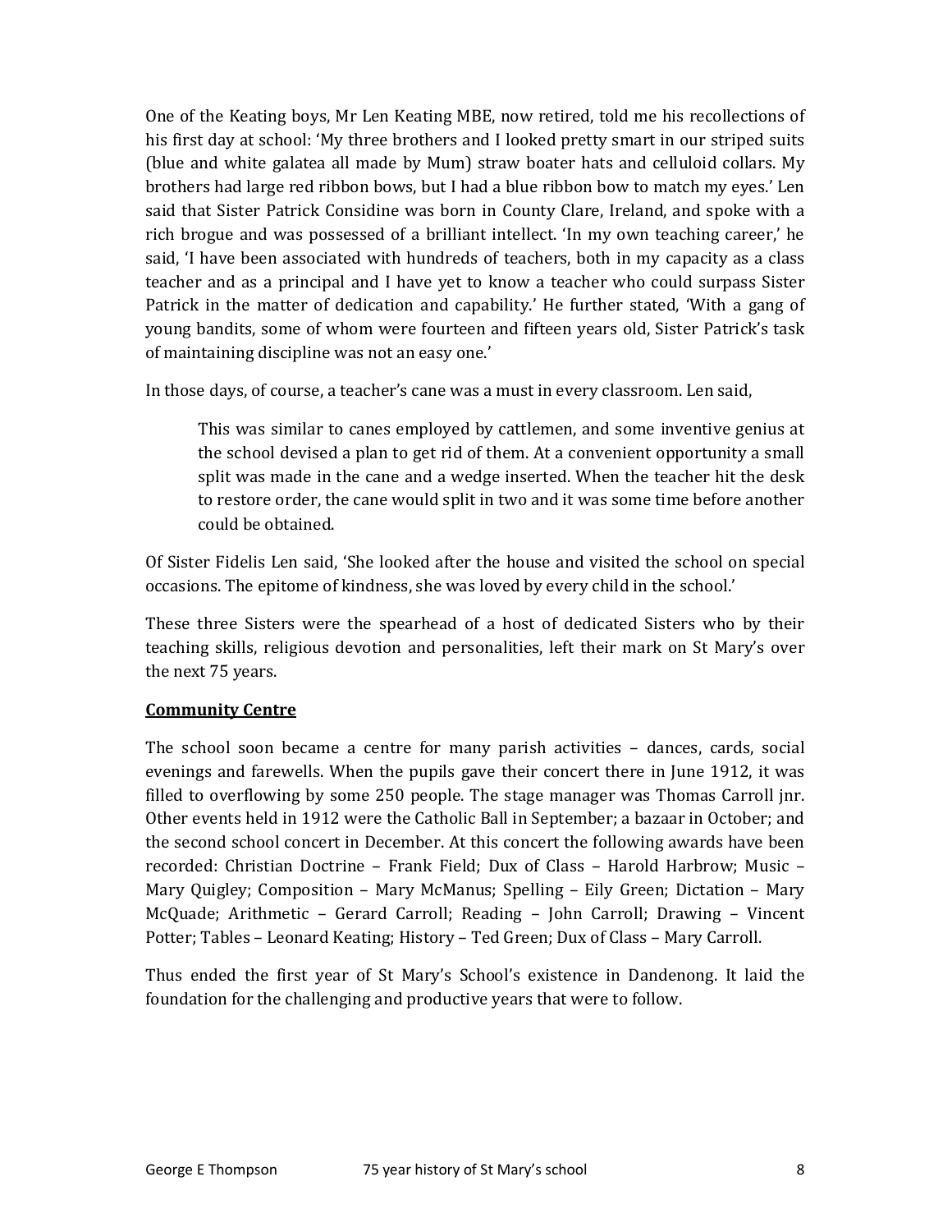One of the Keating boys, Mr Len Keating MBE, now retired, told me his recollections of his first day at school: 'My three brothers and I looked pretty smart in our striped suits (blue and white galatea all made by Mum) straw boater hats and celluloid collars. My brothers had large red ribbon bows, but I had a blue ribbon bow to match my eyes.' Len said that Sister Patrick Considine was born in County Clare, Ireland, and spoke with a rich brogue and was possessed of a brilliant intellect. 'In my own teaching career,' he said, 'I have been associated with hundreds of teachers, both in my capacity as a class teacher and as a principal and I have yet to know a teacher who could surpass Sister Patrick in the matter of dedication and capability.' He further stated, 'With a gang of young bandits, some of whom were fourteen and fifteen years old, Sister Patrick's task of maintaining discipline was not an easy one.'

In those days, of course, a teacher's cane was a must in every classroom. Len said,

> This was similar to canes employed by cattlemen, and some inventive genius at the school devised a plan to get rid of them. At a convenient opportunity a small split was made in the cane and a wedge inserted. When the teacher hit the desk to restore order, the cane would split in two and it was some time before another could be obtained.

Of Sister Fidelis Len said, 'She looked after the house and visited the school on special occasions. The epitome of kindness, she was loved by every child in the school.'

These three Sisters were the spearhead of a host of dedicated Sisters who by their teaching skills, religious devotion and personalities, left their mark on St Mary's over the next 75 years.

**Community Centre**

The school soon became a centre for many parish activities – dances, cards, social evenings and farewells. When the pupils gave their concert there in June 1912, it was filled to overflowing by some 250 people. The stage manager was Thomas Carroll jnr. Other events held in 1912 were the Catholic Ball in September; a bazaar in October; and the second school concert in December. At this concert the following awards have been recorded: Christian Doctrine – Frank Field; Dux of Class – Harold Harbrow; Music – Mary Quigley; Composition – Mary McManus; Spelling – Eily Green; Dictation – Mary McQuade; Arithmetic – Gerard Carroll; Reading – John Carroll; Drawing – Vincent Potter; Tables – Leonard Keating; History – Ted Green; Dux of Class – Mary Carroll.

Thus ended the first year of St Mary's School's existence in Dandenong. It laid the foundation for the challenging and productive years that were to follow.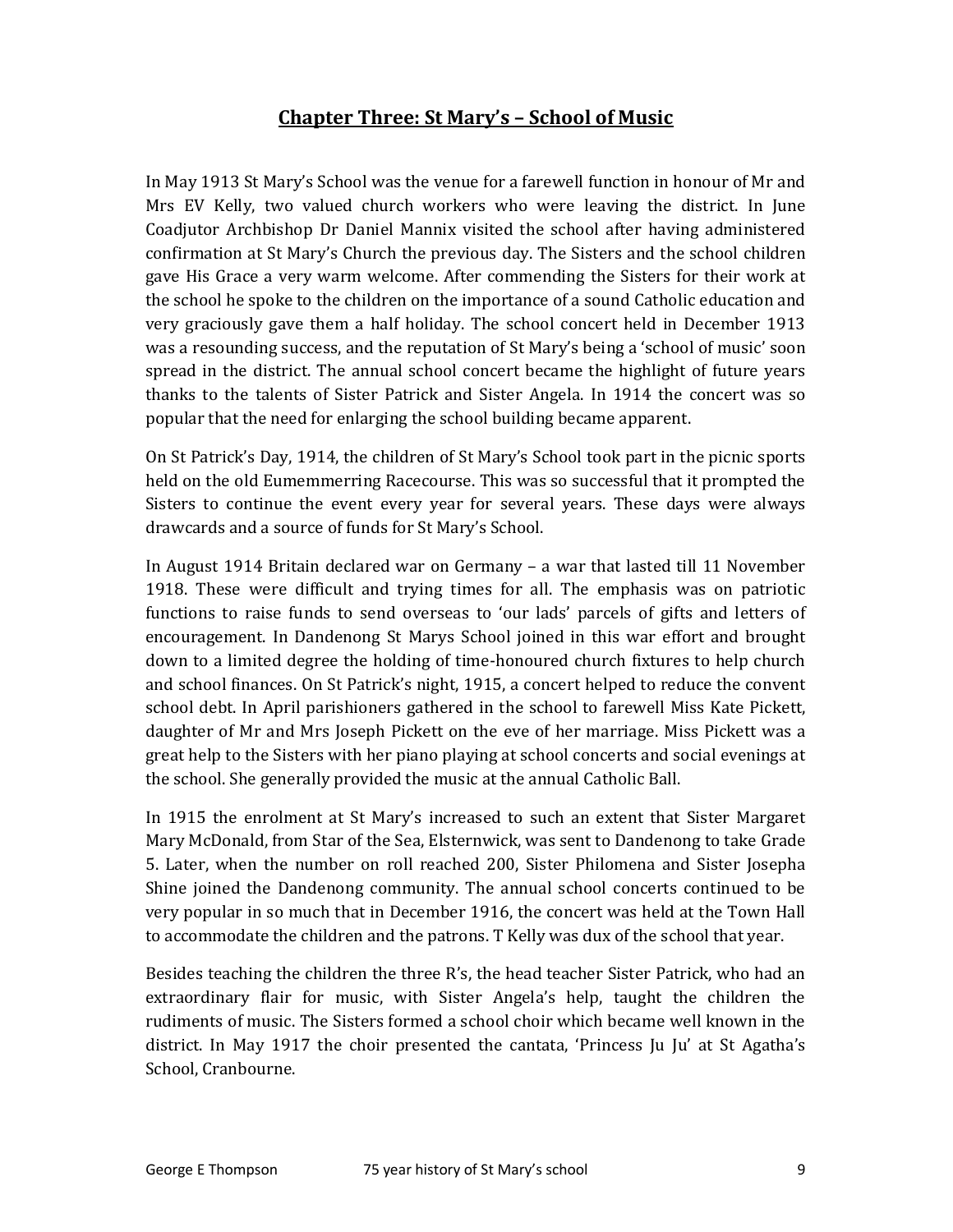# Chapter Three: St Mary's – School of Music

In May 1913 St Mary's School was the venue for a farewell function in honour of Mr and Mrs EV Kelly, two valued church workers who were leaving the district. In June Coadjutor Archbishop Dr Daniel Mannix visited the school after having administered confirmation at St Mary's Church the previous day. The Sisters and the school children gave His Grace a very warm welcome. After commending the Sisters for their work at the school he spoke to the children on the importance of a sound Catholic education and very graciously gave them a half holiday. The school concert held in December 1913 was a resounding success, and the reputation of St Mary's being a 'school of music' soon spread in the district. The annual school concert became the highlight of future years thanks to the talents of Sister Patrick and Sister Angela. In 1914 the concert was so popular that the need for enlarging the school building became apparent.

On St Patrick's Day, 1914, the children of St Mary's School took part in the picnic sports held on the old Eumemmerring Racecourse. This was so successful that it prompted the Sisters to continue the event every year for several years. These days were always drawcards and a source of funds for St Mary's School.

In August 1914 Britain declared war on Germany – a war that lasted till 11 November 1918. These were difficult and trying times for all. The emphasis was on patriotic functions to raise funds to send overseas to 'our lads' parcels of gifts and letters of encouragement. In Dandenong St Marys School joined in this war effort and brought down to a limited degree the holding of time-honoured church fixtures to help church and school finances. On St Patrick's night, 1915, a concert helped to reduce the convent school debt. In April parishioners gathered in the school to farewell Miss Kate Pickett, daughter of Mr and Mrs Joseph Pickett on the eve of her marriage. Miss Pickett was a great help to the Sisters with her piano playing at school concerts and social evenings at the school. She generally provided the music at the annual Catholic Ball.

In 1915 the enrolment at St Mary's increased to such an extent that Sister Margaret Mary McDonald, from Star of the Sea, Elsternwick, was sent to Dandenong to take Grade 5. Later, when the number on roll reached 200, Sister Philomena and Sister Josepha Shine joined the Dandenong community. The annual school concerts continued to be very popular in so much that in December 1916, the concert was held at the Town Hall to accommodate the children and the patrons. T Kelly was dux of the school that year.

Besides teaching the children the three R's, the head teacher Sister Patrick, who had an extraordinary flair for music, with Sister Angela's help, taught the children the rudiments of music. The Sisters formed a school choir which became well known in the district. In May 1917 the choir presented the cantata, 'Princess Ju Ju' at St Agatha's School, Cranbourne.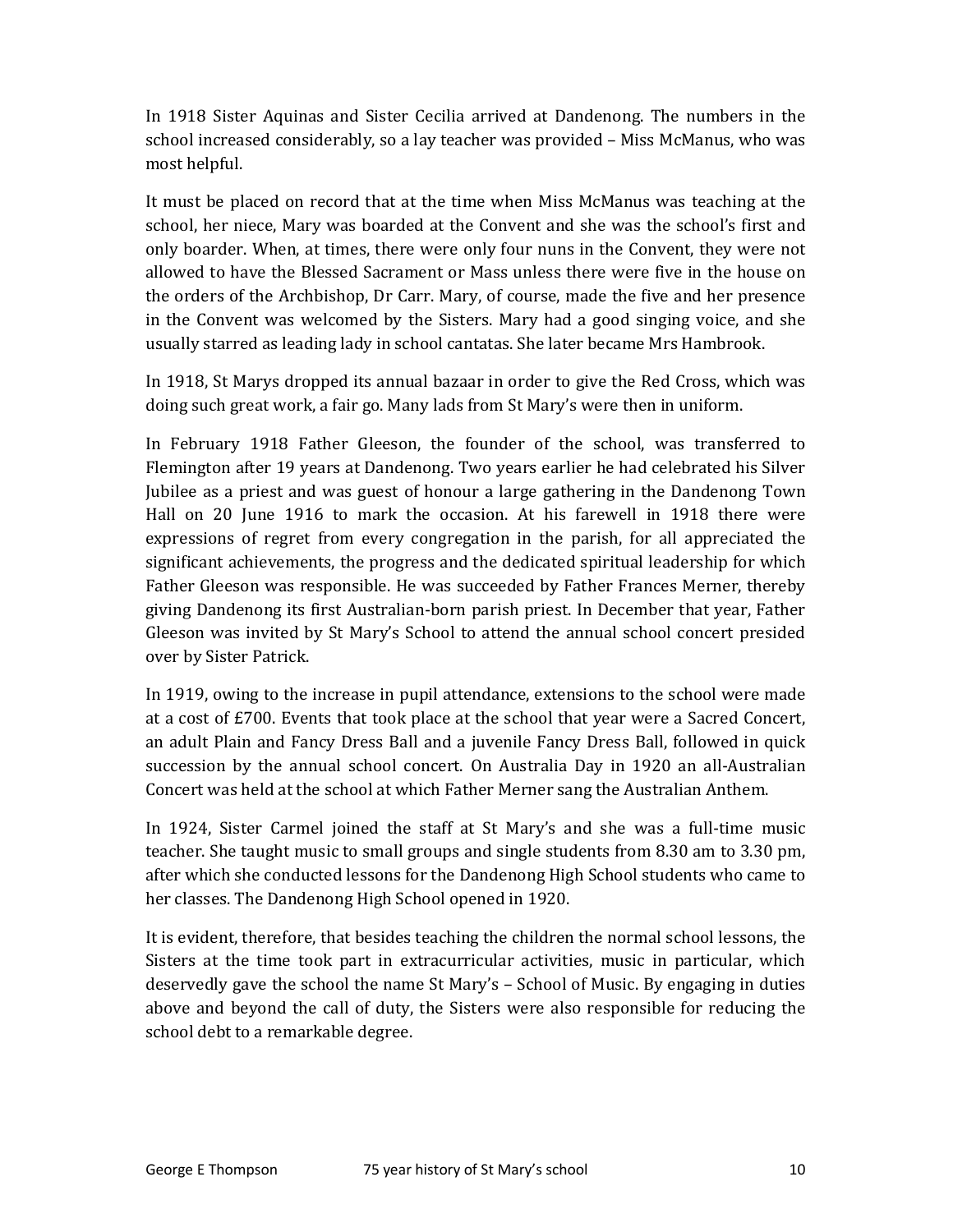In 1918 Sister Aquinas and Sister Cecilia arrived at Dandenong. The numbers in the school increased considerably, so a lay teacher was provided – Miss McManus, who was most helpful.

It must be placed on record that at the time when Miss McManus was teaching at the school, her niece, Mary was boarded at the Convent and she was the school's first and only boarder. When, at times, there were only four nuns in the Convent, they were not allowed to have the Blessed Sacrament or Mass unless there were five in the house on the orders of the Archbishop, Dr Carr. Mary, of course, made the five and her presence in the Convent was welcomed by the Sisters. Mary had a good singing voice, and she usually starred as leading lady in school cantatas. She later became Mrs Hambrook.

In 1918, St Marys dropped its annual bazaar in order to give the Red Cross, which was doing such great work, a fair go. Many lads from St Mary's were then in uniform.

In February 1918 Father Gleeson, the founder of the school, was transferred to Flemington after 19 years at Dandenong. Two years earlier he had celebrated his Silver Jubilee as a priest and was guest of honour a large gathering in the Dandenong Town Hall on 20 June 1916 to mark the occasion. At his farewell in 1918 there were expressions of regret from every congregation in the parish, for all appreciated the significant achievements, the progress and the dedicated spiritual leadership for which Father Gleeson was responsible. He was succeeded by Father Frances Merner, thereby giving Dandenong its first Australian-born parish priest. In December that year, Father Gleeson was invited by St Mary's School to attend the annual school concert presided over by Sister Patrick.

In 1919, owing to the increase in pupil attendance, extensions to the school were made at a cost of £700. Events that took place at the school that year were a Sacred Concert, an adult Plain and Fancy Dress Ball and a juvenile Fancy Dress Ball, followed in quick succession by the annual school concert. On Australia Day in 1920 an all-Australian Concert was held at the school at which Father Merner sang the Australian Anthem.

In 1924, Sister Carmel joined the staff at St Mary's and she was a full-time music teacher. She taught music to small groups and single students from 8.30 am to 3.30 pm, after which she conducted lessons for the Dandenong High School students who came to her classes. The Dandenong High School opened in 1920.

It is evident, therefore, that besides teaching the children the normal school lessons, the Sisters at the time took part in extracurricular activities, music in particular, which deservedly gave the school the name St Mary's – School of Music. By engaging in duties above and beyond the call of duty, the Sisters were also responsible for reducing the school debt to a remarkable degree.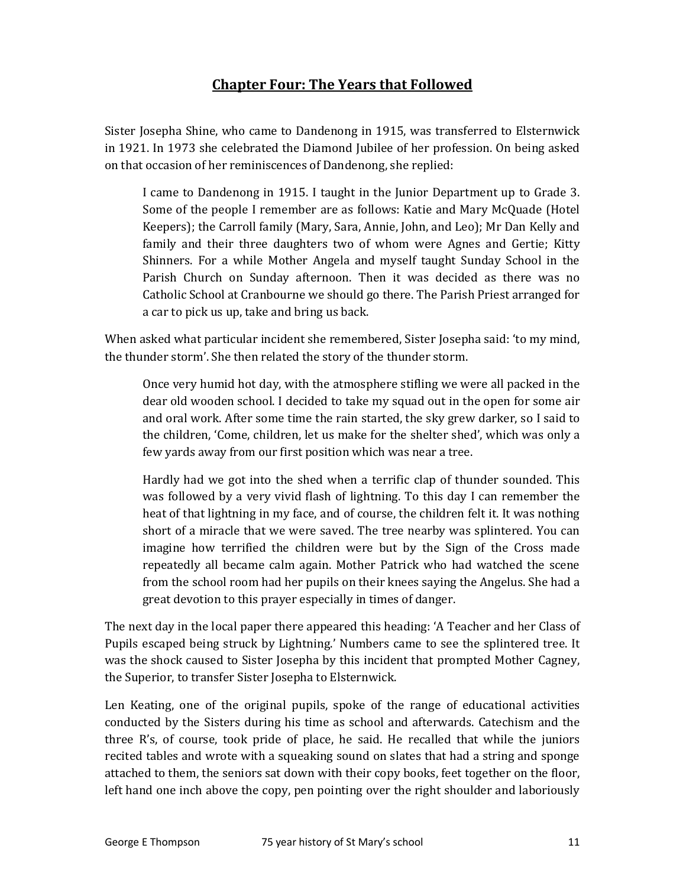## Chapter Four: The Years that Followed

Sister Josepha Shine, who came to Dandenong in 1915, was transferred to Elsternwick in 1921. In 1973 she celebrated the Diamond Jubilee of her profession. On being asked on that occasion of her reminiscences of Dandenong, she replied:

> I came to Dandenong in 1915. I taught in the Junior Department up to Grade 3. Some of the people I remember are as follows: Katie and Mary McQuade (Hotel Keepers); the Carroll family (Mary, Sara, Annie, John, and Leo); Mr Dan Kelly and family and their three daughters two of whom were Agnes and Gertie; Kitty Shinners. For a while Mother Angela and myself taught Sunday School in the Parish Church on Sunday afternoon. Then it was decided as there was no Catholic School at Cranbourne we should go there. The Parish Priest arranged for a car to pick us up, take and bring us back.

When asked what particular incident she remembered, Sister Josepha said: 'to my mind, the thunder storm'. She then related the story of the thunder storm.

> Once very humid hot day, with the atmosphere stifling we were all packed in the dear old wooden school. I decided to take my squad out in the open for some air and oral work. After some time the rain started, the sky grew darker, so I said to the children, 'Come, children, let us make for the shelter shed', which was only a few yards away from our first position which was near a tree.
>
> Hardly had we got into the shed when a terrific clap of thunder sounded. This was followed by a very vivid flash of lightning. To this day I can remember the heat of that lightning in my face, and of course, the children felt it. It was nothing short of a miracle that we were saved. The tree nearby was splintered. You can imagine how terrified the children were but by the Sign of the Cross made repeatedly all became calm again. Mother Patrick who had watched the scene from the school room had her pupils on their knees saying the Angelus. She had a great devotion to this prayer especially in times of danger.

The next day in the local paper there appeared this heading: 'A Teacher and her Class of Pupils escaped being struck by Lightning.' Numbers came to see the splintered tree. It was the shock caused to Sister Josepha by this incident that prompted Mother Cagney, the Superior, to transfer Sister Josepha to Elsternwick.

Len Keating, one of the original pupils, spoke of the range of educational activities conducted by the Sisters during his time as school and afterwards. Catechism and the three R's, of course, took pride of place, he said. He recalled that while the juniors recited tables and wrote with a squeaking sound on slates that had a string and sponge attached to them, the seniors sat down with their copy books, feet together on the floor, left hand one inch above the copy, pen pointing over the right shoulder and laboriously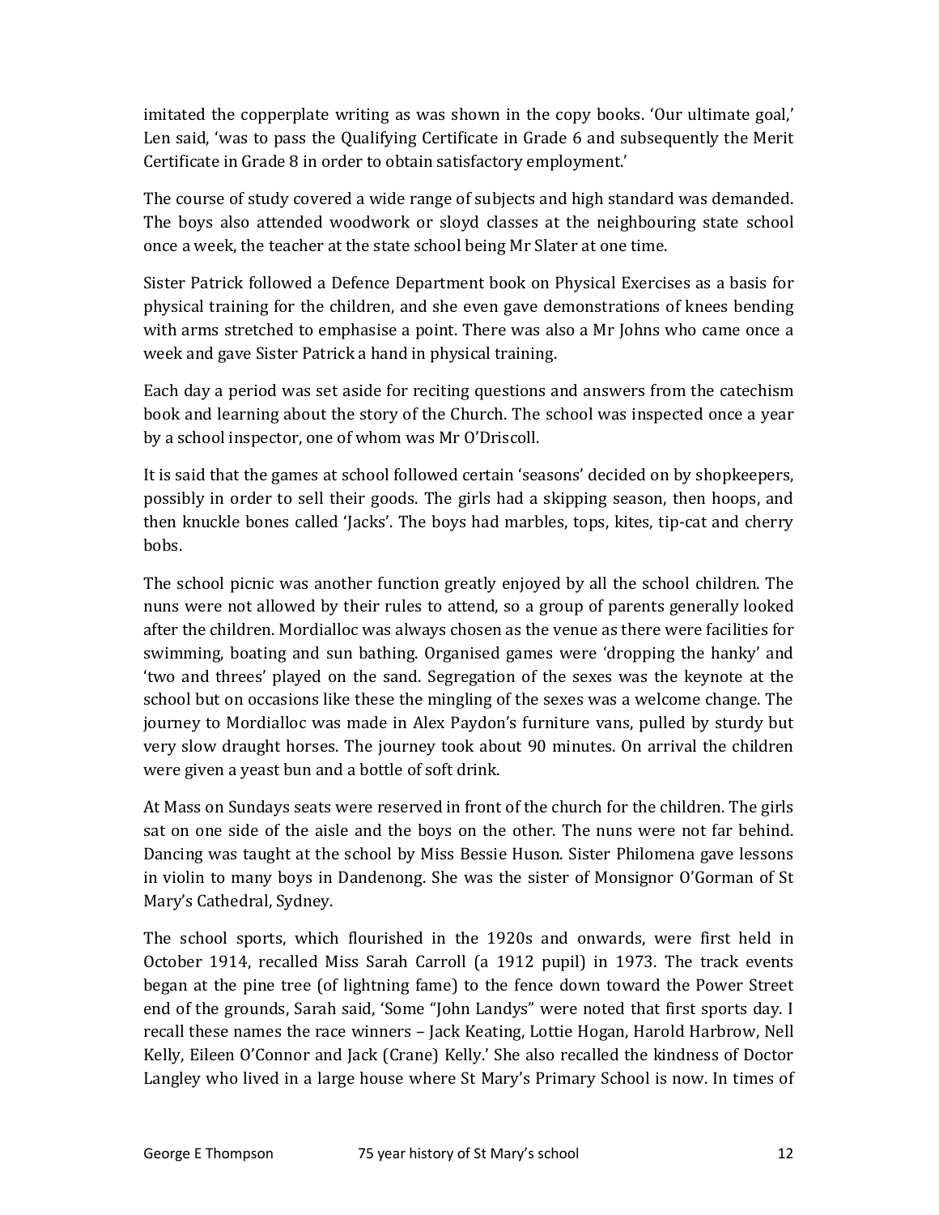imitated the copperplate writing as was shown in the copy books. 'Our ultimate goal,' Len said, 'was to pass the Qualifying Certificate in Grade 6 and subsequently the Merit Certificate in Grade 8 in order to obtain satisfactory employment.'

The course of study covered a wide range of subjects and high standard was demanded. The boys also attended woodwork or sloyd classes at the neighbouring state school once a week, the teacher at the state school being Mr Slater at one time.

Sister Patrick followed a Defence Department book on Physical Exercises as a basis for physical training for the children, and she even gave demonstrations of knees bending with arms stretched to emphasise a point. There was also a Mr Johns who came once a week and gave Sister Patrick a hand in physical training.

Each day a period was set aside for reciting questions and answers from the catechism book and learning about the story of the Church. The school was inspected once a year by a school inspector, one of whom was Mr O'Driscoll.

It is said that the games at school followed certain 'seasons' decided on by shopkeepers, possibly in order to sell their goods. The girls had a skipping season, then hoops, and then knuckle bones called 'Jacks'. The boys had marbles, tops, kites, tip-cat and cherry bobs.

The school picnic was another function greatly enjoyed by all the school children. The nuns were not allowed by their rules to attend, so a group of parents generally looked after the children. Mordialloc was always chosen as the venue as there were facilities for swimming, boating and sun bathing. Organised games were 'dropping the hanky' and 'two and threes' played on the sand. Segregation of the sexes was the keynote at the school but on occasions like these the mingling of the sexes was a welcome change. The journey to Mordialloc was made in Alex Paydon's furniture vans, pulled by sturdy but very slow draught horses. The journey took about 90 minutes. On arrival the children were given a yeast bun and a bottle of soft drink.

At Mass on Sundays seats were reserved in front of the church for the children. The girls sat on one side of the aisle and the boys on the other. The nuns were not far behind. Dancing was taught at the school by Miss Bessie Huson. Sister Philomena gave lessons in violin to many boys in Dandenong. She was the sister of Monsignor O'Gorman of St Mary's Cathedral, Sydney.

The school sports, which flourished in the 1920s and onwards, were first held in October 1914, recalled Miss Sarah Carroll (a 1912 pupil) in 1973. The track events began at the pine tree (of lightning fame) to the fence down toward the Power Street end of the grounds, Sarah said, 'Some "John Landys" were noted that first sports day. I recall these names the race winners – Jack Keating, Lottie Hogan, Harold Harbrow, Nell Kelly, Eileen O'Connor and Jack (Crane) Kelly.' She also recalled the kindness of Doctor Langley who lived in a large house where St Mary's Primary School is now. In times of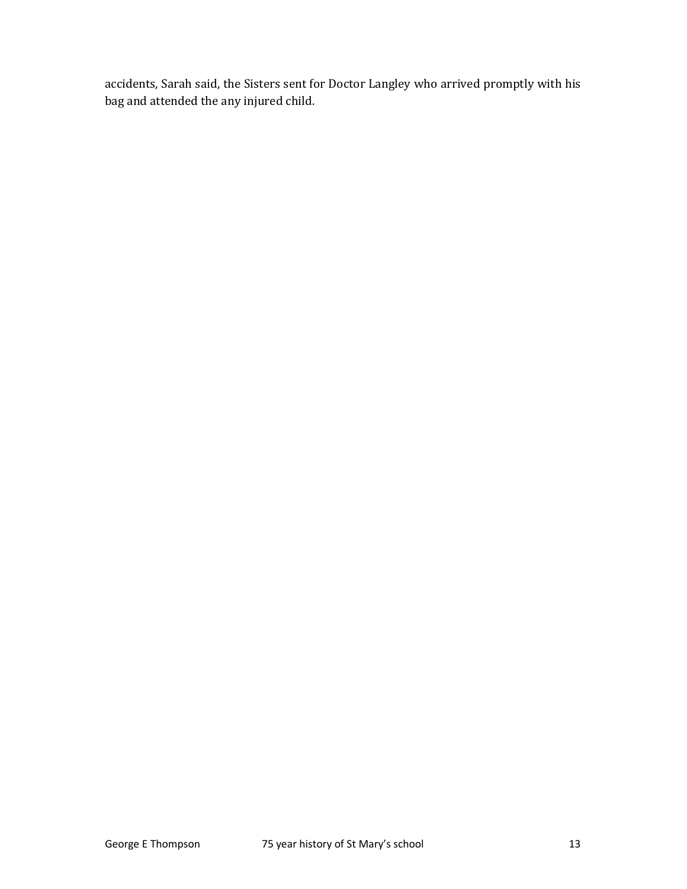accidents, Sarah said, the Sisters sent for Doctor Langley who arrived promptly with his bag and attended the any injured child.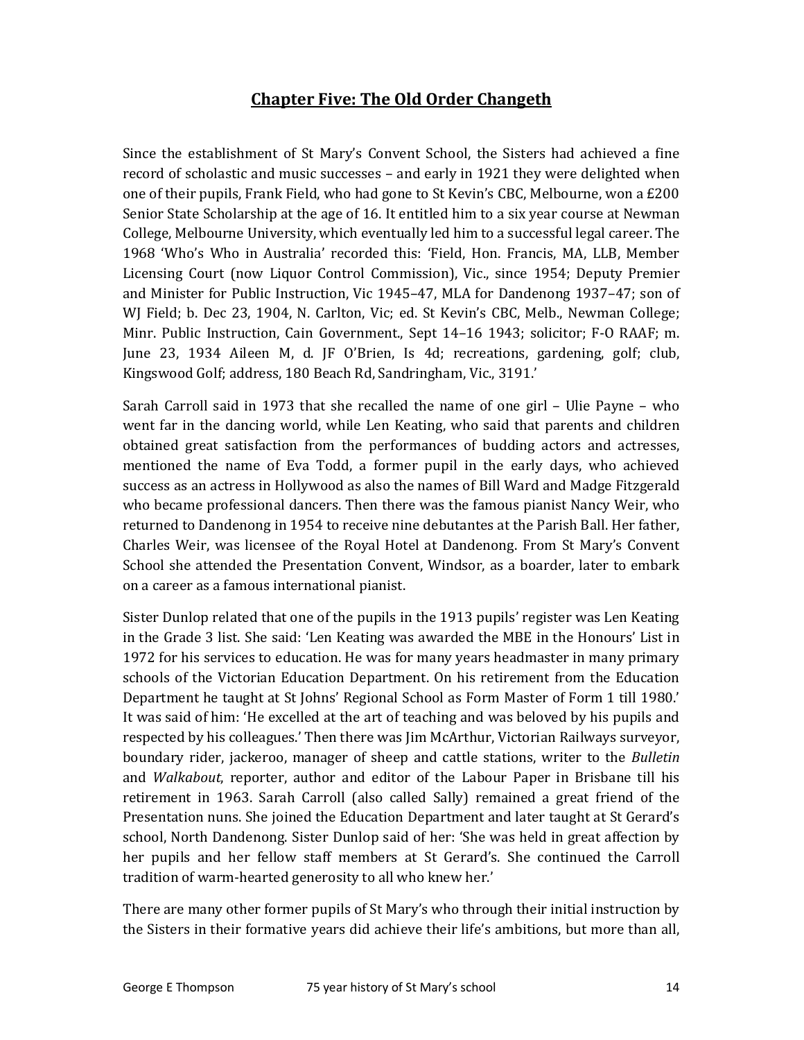## Chapter Five: The Old Order Changeth

Since the establishment of St Mary's Convent School, the Sisters had achieved a fine record of scholastic and music successes – and early in 1921 they were delighted when one of their pupils, Frank Field, who had gone to St Kevin's CBC, Melbourne, won a £200 Senior State Scholarship at the age of 16. It entitled him to a six year course at Newman College, Melbourne University, which eventually led him to a successful legal career. The 1968 'Who's Who in Australia' recorded this: 'Field, Hon. Francis, MA, LLB, Member Licensing Court (now Liquor Control Commission), Vic., since 1954; Deputy Premier and Minister for Public Instruction, Vic 1945–47, MLA for Dandenong 1937–47; son of WJ Field; b. Dec 23, 1904, N. Carlton, Vic; ed. St Kevin's CBC, Melb., Newman College; Minr. Public Instruction, Cain Government., Sept 14–16 1943; solicitor; F-O RAAF; m. June 23, 1934 Aileen M, d. JF O'Brien, Is 4d; recreations, gardening, golf; club, Kingswood Golf; address, 180 Beach Rd, Sandringham, Vic., 3191.'

Sarah Carroll said in 1973 that she recalled the name of one girl – Ulie Payne – who went far in the dancing world, while Len Keating, who said that parents and children obtained great satisfaction from the performances of budding actors and actresses, mentioned the name of Eva Todd, a former pupil in the early days, who achieved success as an actress in Hollywood as also the names of Bill Ward and Madge Fitzgerald who became professional dancers. Then there was the famous pianist Nancy Weir, who returned to Dandenong in 1954 to receive nine debutantes at the Parish Ball. Her father, Charles Weir, was licensee of the Royal Hotel at Dandenong. From St Mary's Convent School she attended the Presentation Convent, Windsor, as a boarder, later to embark on a career as a famous international pianist.

Sister Dunlop related that one of the pupils in the 1913 pupils' register was Len Keating in the Grade 3 list. She said: 'Len Keating was awarded the MBE in the Honours' List in 1972 for his services to education. He was for many years headmaster in many primary schools of the Victorian Education Department. On his retirement from the Education Department he taught at St Johns' Regional School as Form Master of Form 1 till 1980.' It was said of him: 'He excelled at the art of teaching and was beloved by his pupils and respected by his colleagues.' Then there was Jim McArthur, Victorian Railways surveyor, boundary rider, jackeroo, manager of sheep and cattle stations, writer to the *Bulletin* and *Walkabout*, reporter, author and editor of the Labour Paper in Brisbane till his retirement in 1963. Sarah Carroll (also called Sally) remained a great friend of the Presentation nuns. She joined the Education Department and later taught at St Gerard's school, North Dandenong. Sister Dunlop said of her: 'She was held in great affection by her pupils and her fellow staff members at St Gerard's. She continued the Carroll tradition of warm-hearted generosity to all who knew her.'

There are many other former pupils of St Mary's who through their initial instruction by the Sisters in their formative years did achieve their life's ambitions, but more than all,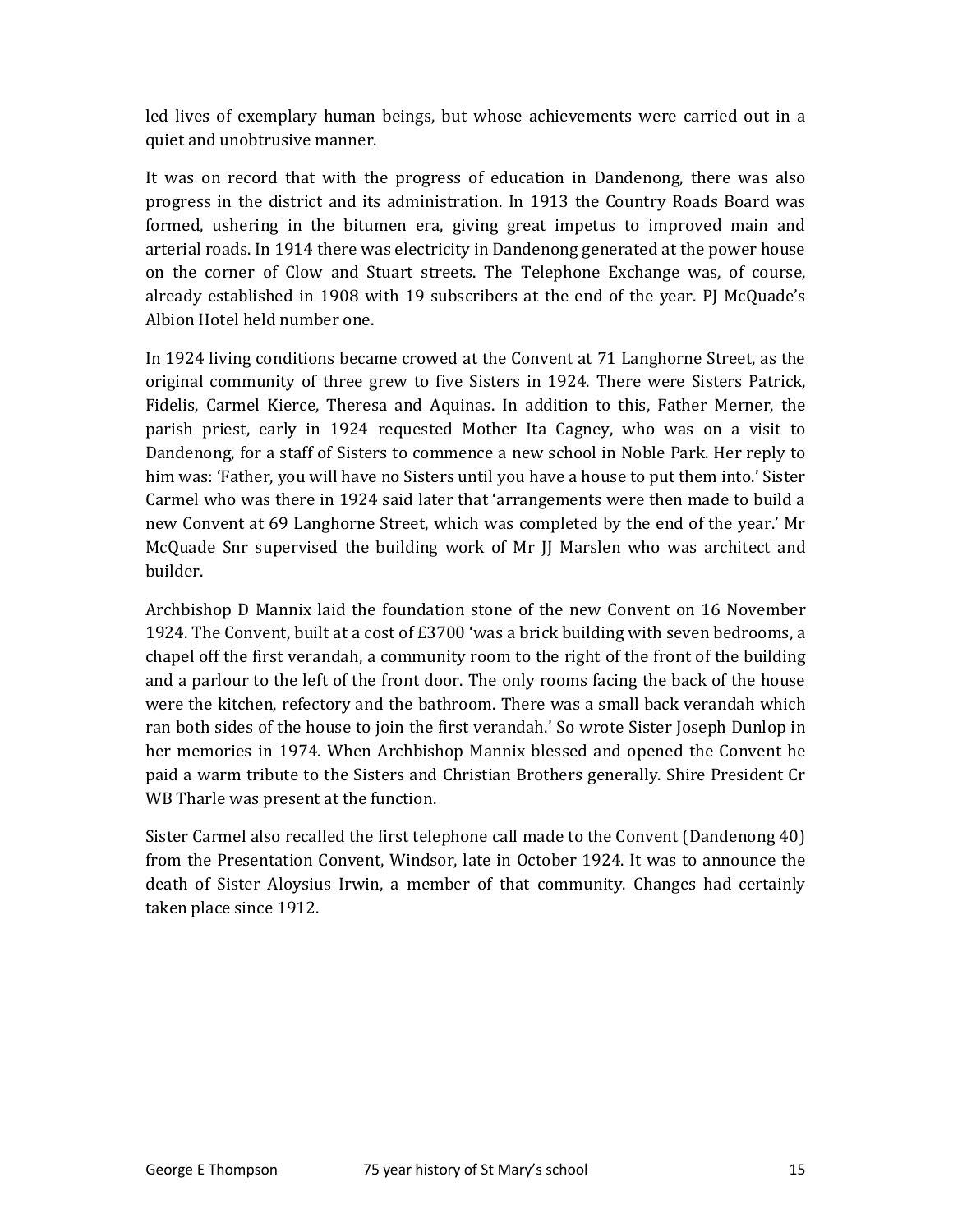led lives of exemplary human beings, but whose achievements were carried out in a quiet and unobtrusive manner.

It was on record that with the progress of education in Dandenong, there was also progress in the district and its administration. In 1913 the Country Roads Board was formed, ushering in the bitumen era, giving great impetus to improved main and arterial roads. In 1914 there was electricity in Dandenong generated at the power house on the corner of Clow and Stuart streets. The Telephone Exchange was, of course, already established in 1908 with 19 subscribers at the end of the year. PJ McQuade's Albion Hotel held number one.

In 1924 living conditions became crowed at the Convent at 71 Langhorne Street, as the original community of three grew to five Sisters in 1924. There were Sisters Patrick, Fidelis, Carmel Kierce, Theresa and Aquinas. In addition to this, Father Merner, the parish priest, early in 1924 requested Mother Ita Cagney, who was on a visit to Dandenong, for a staff of Sisters to commence a new school in Noble Park. Her reply to him was: 'Father, you will have no Sisters until you have a house to put them into.' Sister Carmel who was there in 1924 said later that 'arrangements were then made to build a new Convent at 69 Langhorne Street, which was completed by the end of the year.' Mr McQuade Snr supervised the building work of Mr JJ Marslen who was architect and builder.

Archbishop D Mannix laid the foundation stone of the new Convent on 16 November 1924. The Convent, built at a cost of £3700 'was a brick building with seven bedrooms, a chapel off the first verandah, a community room to the right of the front of the building and a parlour to the left of the front door. The only rooms facing the back of the house were the kitchen, refectory and the bathroom. There was a small back verandah which ran both sides of the house to join the first verandah.' So wrote Sister Joseph Dunlop in her memories in 1974. When Archbishop Mannix blessed and opened the Convent he paid a warm tribute to the Sisters and Christian Brothers generally. Shire President Cr WB Tharle was present at the function.

Sister Carmel also recalled the first telephone call made to the Convent (Dandenong 40) from the Presentation Convent, Windsor, late in October 1924. It was to announce the death of Sister Aloysius Irwin, a member of that community. Changes had certainly taken place since 1912.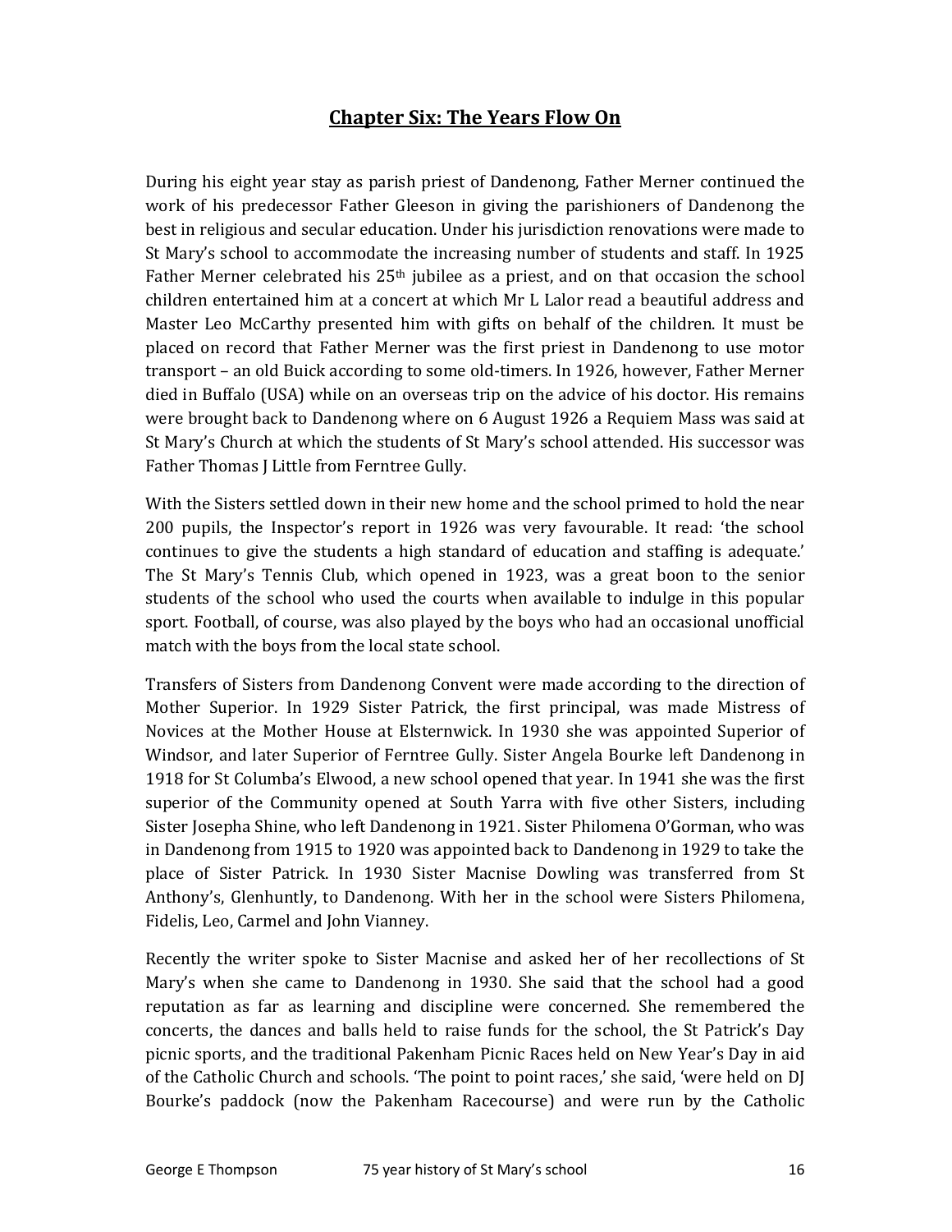## Chapter Six: The Years Flow On

During his eight year stay as parish priest of Dandenong, Father Merner continued the work of his predecessor Father Gleeson in giving the parishioners of Dandenong the best in religious and secular education. Under his jurisdiction renovations were made to St Mary's school to accommodate the increasing number of students and staff. In 1925 Father Merner celebrated his 25th jubilee as a priest, and on that occasion the school children entertained him at a concert at which Mr L Lalor read a beautiful address and Master Leo McCarthy presented him with gifts on behalf of the children. It must be placed on record that Father Merner was the first priest in Dandenong to use motor transport – an old Buick according to some old-timers. In 1926, however, Father Merner died in Buffalo (USA) while on an overseas trip on the advice of his doctor. His remains were brought back to Dandenong where on 6 August 1926 a Requiem Mass was said at St Mary's Church at which the students of St Mary's school attended. His successor was Father Thomas J Little from Ferntree Gully.

With the Sisters settled down in their new home and the school primed to hold the near 200 pupils, the Inspector's report in 1926 was very favourable. It read: 'the school continues to give the students a high standard of education and staffing is adequate.' The St Mary's Tennis Club, which opened in 1923, was a great boon to the senior students of the school who used the courts when available to indulge in this popular sport. Football, of course, was also played by the boys who had an occasional unofficial match with the boys from the local state school.

Transfers of Sisters from Dandenong Convent were made according to the direction of Mother Superior. In 1929 Sister Patrick, the first principal, was made Mistress of Novices at the Mother House at Elsternwick. In 1930 she was appointed Superior of Windsor, and later Superior of Ferntree Gully. Sister Angela Bourke left Dandenong in 1918 for St Columba's Elwood, a new school opened that year. In 1941 she was the first superior of the Community opened at South Yarra with five other Sisters, including Sister Josepha Shine, who left Dandenong in 1921. Sister Philomena O'Gorman, who was in Dandenong from 1915 to 1920 was appointed back to Dandenong in 1929 to take the place of Sister Patrick. In 1930 Sister Macnise Dowling was transferred from St Anthony's, Glenhuntly, to Dandenong. With her in the school were Sisters Philomena, Fidelis, Leo, Carmel and John Vianney.

Recently the writer spoke to Sister Macnise and asked her of her recollections of St Mary's when she came to Dandenong in 1930. She said that the school had a good reputation as far as learning and discipline were concerned. She remembered the concerts, the dances and balls held to raise funds for the school, the St Patrick's Day picnic sports, and the traditional Pakenham Picnic Races held on New Year's Day in aid of the Catholic Church and schools. 'The point to point races,' she said, 'were held on DJ Bourke's paddock (now the Pakenham Racecourse) and were run by the Catholic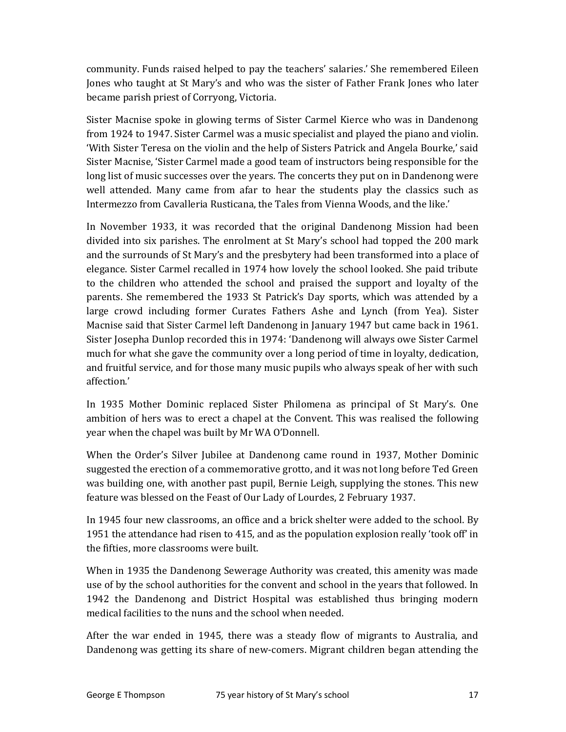community. Funds raised helped to pay the teachers' salaries.' She remembered Eileen Jones who taught at St Mary's and who was the sister of Father Frank Jones who later became parish priest of Corryong, Victoria.

Sister Macnise spoke in glowing terms of Sister Carmel Kierce who was in Dandenong from 1924 to 1947. Sister Carmel was a music specialist and played the piano and violin. 'With Sister Teresa on the violin and the help of Sisters Patrick and Angela Bourke,' said Sister Macnise, 'Sister Carmel made a good team of instructors being responsible for the long list of music successes over the years. The concerts they put on in Dandenong were well attended. Many came from afar to hear the students play the classics such as Intermezzo from Cavalleria Rusticana, the Tales from Vienna Woods, and the like.'

In November 1933, it was recorded that the original Dandenong Mission had been divided into six parishes. The enrolment at St Mary's school had topped the 200 mark and the surrounds of St Mary's and the presbytery had been transformed into a place of elegance. Sister Carmel recalled in 1974 how lovely the school looked. She paid tribute to the children who attended the school and praised the support and loyalty of the parents. She remembered the 1933 St Patrick's Day sports, which was attended by a large crowd including former Curates Fathers Ashe and Lynch (from Yea). Sister Macnise said that Sister Carmel left Dandenong in January 1947 but came back in 1961. Sister Josepha Dunlop recorded this in 1974: 'Dandenong will always owe Sister Carmel much for what she gave the community over a long period of time in loyalty, dedication, and fruitful service, and for those many music pupils who always speak of her with such affection.'

In 1935 Mother Dominic replaced Sister Philomena as principal of St Mary's. One ambition of hers was to erect a chapel at the Convent. This was realised the following year when the chapel was built by Mr WA O'Donnell.

When the Order's Silver Jubilee at Dandenong came round in 1937, Mother Dominic suggested the erection of a commemorative grotto, and it was not long before Ted Green was building one, with another past pupil, Bernie Leigh, supplying the stones. This new feature was blessed on the Feast of Our Lady of Lourdes, 2 February 1937.

In 1945 four new classrooms, an office and a brick shelter were added to the school. By 1951 the attendance had risen to 415, and as the population explosion really 'took off' in the fifties, more classrooms were built.

When in 1935 the Dandenong Sewerage Authority was created, this amenity was made use of by the school authorities for the convent and school in the years that followed. In 1942 the Dandenong and District Hospital was established thus bringing modern medical facilities to the nuns and the school when needed.

After the war ended in 1945, there was a steady flow of migrants to Australia, and Dandenong was getting its share of new-comers. Migrant children began attending the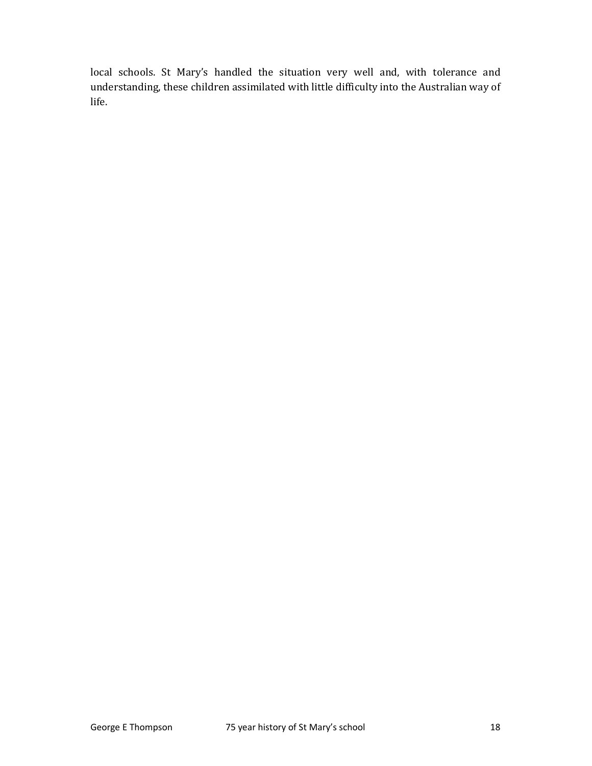local schools. St Mary's handled the situation very well and, with tolerance and understanding, these children assimilated with little difficulty into the Australian way of life.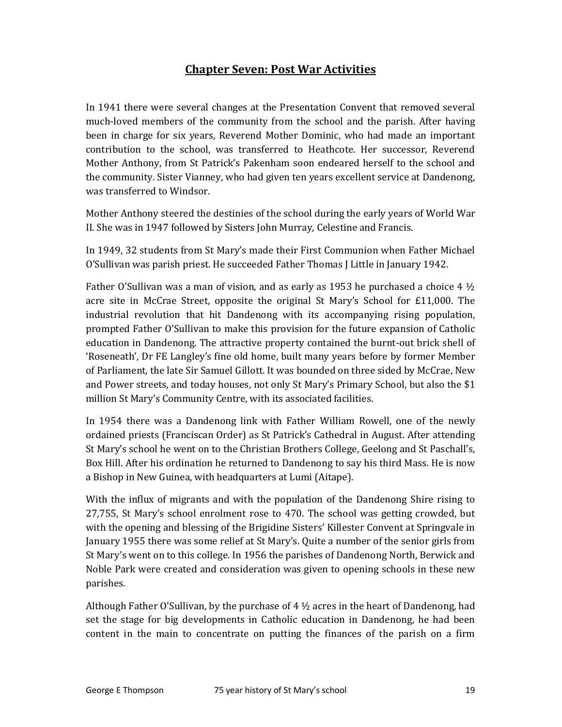# Chapter Seven: Post War Activities

In 1941 there were several changes at the Presentation Convent that removed several much-loved members of the community from the school and the parish. After having been in charge for six years, Reverend Mother Dominic, who had made an important contribution to the school, was transferred to Heathcote. Her successor, Reverend Mother Anthony, from St Patrick's Pakenham soon endeared herself to the school and the community. Sister Vianney, who had given ten years excellent service at Dandenong, was transferred to Windsor.

Mother Anthony steered the destinies of the school during the early years of World War II. She was in 1947 followed by Sisters John Murray, Celestine and Francis.

In 1949, 32 students from St Mary's made their First Communion when Father Michael O'Sullivan was parish priest. He succeeded Father Thomas J Little in January 1942.

Father O'Sullivan was a man of vision, and as early as 1953 he purchased a choice 4 ½ acre site in McCrae Street, opposite the original St Mary's School for £11,000. The industrial revolution that hit Dandenong with its accompanying rising population, prompted Father O'Sullivan to make this provision for the future expansion of Catholic education in Dandenong. The attractive property contained the burnt-out brick shell of 'Roseneath', Dr FE Langley's fine old home, built many years before by former Member of Parliament, the late Sir Samuel Gillott. It was bounded on three sided by McCrae, New and Power streets, and today houses, not only St Mary's Primary School, but also the $1 million St Mary's Community Centre, with its associated facilities.

In 1954 there was a Dandenong link with Father William Rowell, one of the newly ordained priests (Franciscan Order) as St Patrick's Cathedral in August. After attending St Mary's school he went on to the Christian Brothers College, Geelong and St Paschall's, Box Hill. After his ordination he returned to Dandenong to say his third Mass. He is now a Bishop in New Guinea, with headquarters at Lumi (Aitape).

With the influx of migrants and with the population of the Dandenong Shire rising to 27,755, St Mary's school enrolment rose to 470. The school was getting crowded, but with the opening and blessing of the Brigidine Sisters' Killester Convent at Springvale in January 1955 there was some relief at St Mary's. Quite a number of the senior girls from St Mary's went on to this college. In 1956 the parishes of Dandenong North, Berwick and Noble Park were created and consideration was given to opening schools in these new parishes.

Although Father O'Sullivan, by the purchase of 4 ½ acres in the heart of Dandenong, had set the stage for big developments in Catholic education in Dandenong, he had been content in the main to concentrate on putting the finances of the parish on a firm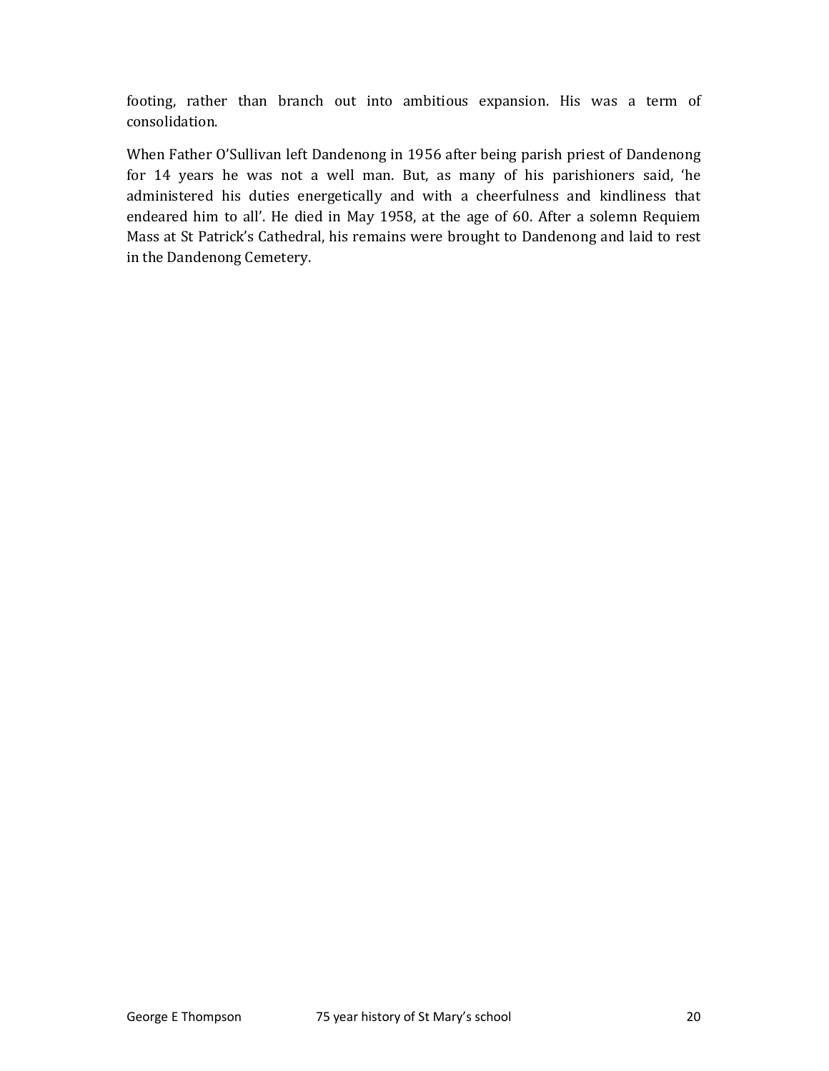footing, rather than branch out into ambitious expansion. His was a term of consolidation.

When Father O'Sullivan left Dandenong in 1956 after being parish priest of Dandenong for 14 years he was not a well man. But, as many of his parishioners said, 'he administered his duties energetically and with a cheerfulness and kindliness that endeared him to all'. He died in May 1958, at the age of 60. After a solemn Requiem Mass at St Patrick's Cathedral, his remains were brought to Dandenong and laid to rest in the Dandenong Cemetery.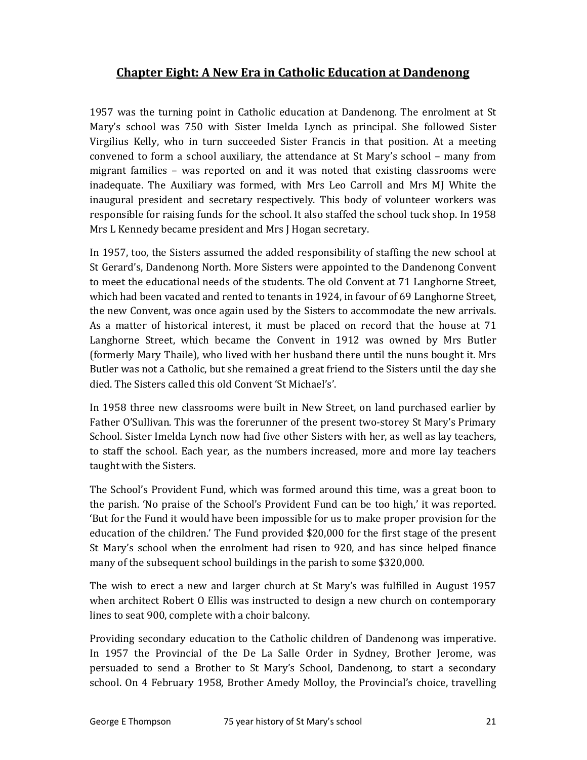## Chapter Eight: A New Era in Catholic Education at Dandenong

1957 was the turning point in Catholic education at Dandenong. The enrolment at St Mary's school was 750 with Sister Imelda Lynch as principal. She followed Sister Virgilius Kelly, who in turn succeeded Sister Francis in that position. At a meeting convened to form a school auxiliary, the attendance at St Mary's school – many from migrant families – was reported on and it was noted that existing classrooms were inadequate. The Auxiliary was formed, with Mrs Leo Carroll and Mrs MJ White the inaugural president and secretary respectively. This body of volunteer workers was responsible for raising funds for the school. It also staffed the school tuck shop. In 1958 Mrs L Kennedy became president and Mrs J Hogan secretary.

In 1957, too, the Sisters assumed the added responsibility of staffing the new school at St Gerard's, Dandenong North. More Sisters were appointed to the Dandenong Convent to meet the educational needs of the students. The old Convent at 71 Langhorne Street, which had been vacated and rented to tenants in 1924, in favour of 69 Langhorne Street, the new Convent, was once again used by the Sisters to accommodate the new arrivals. As a matter of historical interest, it must be placed on record that the house at 71 Langhorne Street, which became the Convent in 1912 was owned by Mrs Butler (formerly Mary Thaile), who lived with her husband there until the nuns bought it. Mrs Butler was not a Catholic, but she remained a great friend to the Sisters until the day she died. The Sisters called this old Convent 'St Michael's'.

In 1958 three new classrooms were built in New Street, on land purchased earlier by Father O'Sullivan. This was the forerunner of the present two-storey St Mary's Primary School. Sister Imelda Lynch now had five other Sisters with her, as well as lay teachers, to staff the school. Each year, as the numbers increased, more and more lay teachers taught with the Sisters.

The School's Provident Fund, which was formed around this time, was a great boon to the parish. 'No praise of the School's Provident Fund can be too high,' it was reported. 'But for the Fund it would have been impossible for us to make proper provision for the education of the children.' The Fund provided $20,000 for the first stage of the present St Mary's school when the enrolment had risen to 920, and has since helped finance many of the subsequent school buildings in the parish to some $320,000.

The wish to erect a new and larger church at St Mary's was fulfilled in August 1957 when architect Robert O Ellis was instructed to design a new church on contemporary lines to seat 900, complete with a choir balcony.

Providing secondary education to the Catholic children of Dandenong was imperative. In 1957 the Provincial of the De La Salle Order in Sydney, Brother Jerome, was persuaded to send a Brother to St Mary's School, Dandenong, to start a secondary school. On 4 February 1958, Brother Amedy Molloy, the Provincial's choice, travelling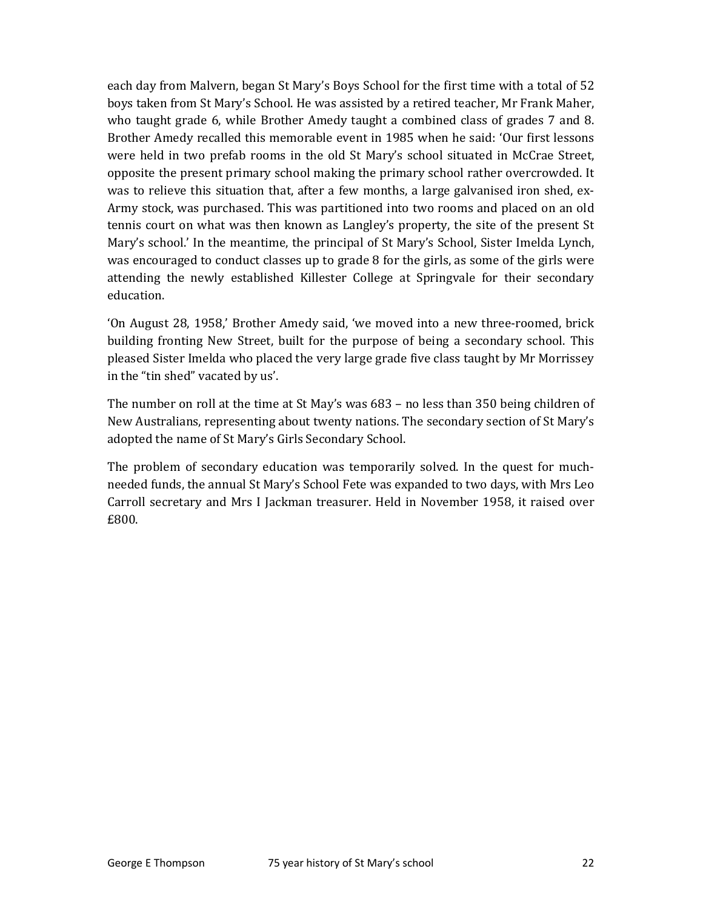each day from Malvern, began St Mary's Boys School for the first time with a total of 52 boys taken from St Mary's School. He was assisted by a retired teacher, Mr Frank Maher, who taught grade 6, while Brother Amedy taught a combined class of grades 7 and 8. Brother Amedy recalled this memorable event in 1985 when he said: 'Our first lessons were held in two prefab rooms in the old St Mary's school situated in McCrae Street, opposite the present primary school making the primary school rather overcrowded. It was to relieve this situation that, after a few months, a large galvanised iron shed, ex-Army stock, was purchased. This was partitioned into two rooms and placed on an old tennis court on what was then known as Langley's property, the site of the present St Mary's school.' In the meantime, the principal of St Mary's School, Sister Imelda Lynch, was encouraged to conduct classes up to grade 8 for the girls, as some of the girls were attending the newly established Killester College at Springvale for their secondary education.

'On August 28, 1958,' Brother Amedy said, 'we moved into a new three-roomed, brick building fronting New Street, built for the purpose of being a secondary school. This pleased Sister Imelda who placed the very large grade five class taught by Mr Morrissey in the "tin shed" vacated by us'.

The number on roll at the time at St May's was 683 – no less than 350 being children of New Australians, representing about twenty nations. The secondary section of St Mary's adopted the name of St Mary's Girls Secondary School.

The problem of secondary education was temporarily solved. In the quest for much-needed funds, the annual St Mary's School Fete was expanded to two days, with Mrs Leo Carroll secretary and Mrs I Jackman treasurer. Held in November 1958, it raised over £800.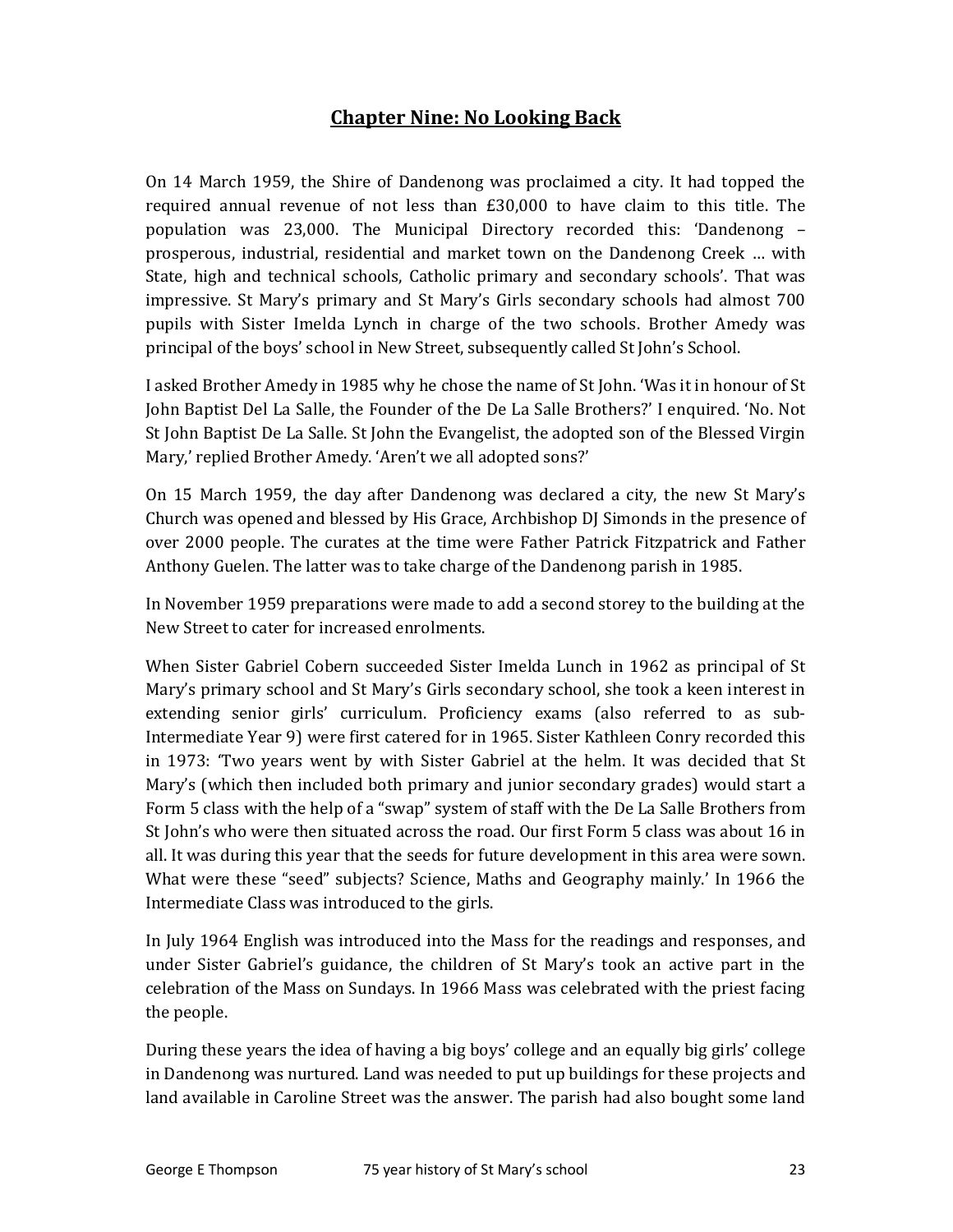## Chapter Nine: No Looking Back

On 14 March 1959, the Shire of Dandenong was proclaimed a city. It had topped the required annual revenue of not less than £30,000 to have claim to this title. The population was 23,000. The Municipal Directory recorded this: 'Dandenong – prosperous, industrial, residential and market town on the Dandenong Creek … with State, high and technical schools, Catholic primary and secondary schools'. That was impressive. St Mary's primary and St Mary's Girls secondary schools had almost 700 pupils with Sister Imelda Lynch in charge of the two schools. Brother Amedy was principal of the boys' school in New Street, subsequently called St John's School.

I asked Brother Amedy in 1985 why he chose the name of St John. 'Was it in honour of St John Baptist Del La Salle, the Founder of the De La Salle Brothers?' I enquired. 'No. Not St John Baptist De La Salle. St John the Evangelist, the adopted son of the Blessed Virgin Mary,' replied Brother Amedy. 'Aren't we all adopted sons?'

On 15 March 1959, the day after Dandenong was declared a city, the new St Mary's Church was opened and blessed by His Grace, Archbishop DJ Simonds in the presence of over 2000 people. The curates at the time were Father Patrick Fitzpatrick and Father Anthony Guelen. The latter was to take charge of the Dandenong parish in 1985.

In November 1959 preparations were made to add a second storey to the building at the New Street to cater for increased enrolments.

When Sister Gabriel Cobern succeeded Sister Imelda Lunch in 1962 as principal of St Mary's primary school and St Mary's Girls secondary school, she took a keen interest in extending senior girls' curriculum. Proficiency exams (also referred to as sub-Intermediate Year 9) were first catered for in 1965. Sister Kathleen Conry recorded this in 1973: 'Two years went by with Sister Gabriel at the helm. It was decided that St Mary's (which then included both primary and junior secondary grades) would start a Form 5 class with the help of a "swap" system of staff with the De La Salle Brothers from St John's who were then situated across the road. Our first Form 5 class was about 16 in all. It was during this year that the seeds for future development in this area were sown. What were these "seed" subjects? Science, Maths and Geography mainly.' In 1966 the Intermediate Class was introduced to the girls.

In July 1964 English was introduced into the Mass for the readings and responses, and under Sister Gabriel's guidance, the children of St Mary's took an active part in the celebration of the Mass on Sundays. In 1966 Mass was celebrated with the priest facing the people.

During these years the idea of having a big boys' college and an equally big girls' college in Dandenong was nurtured. Land was needed to put up buildings for these projects and land available in Caroline Street was the answer. The parish had also bought some land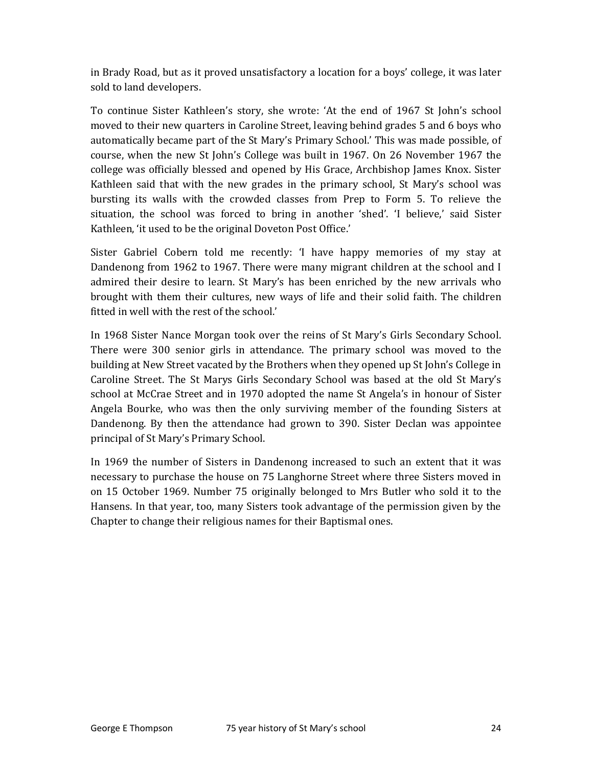in Brady Road, but as it proved unsatisfactory a location for a boys' college, it was later sold to land developers.

To continue Sister Kathleen's story, she wrote: 'At the end of 1967 St John's school moved to their new quarters in Caroline Street, leaving behind grades 5 and 6 boys who automatically became part of the St Mary's Primary School.' This was made possible, of course, when the new St John's College was built in 1967. On 26 November 1967 the college was officially blessed and opened by His Grace, Archbishop James Knox. Sister Kathleen said that with the new grades in the primary school, St Mary's school was bursting its walls with the crowded classes from Prep to Form 5. To relieve the situation, the school was forced to bring in another 'shed'. 'I believe,' said Sister Kathleen, 'it used to be the original Doveton Post Office.'

Sister Gabriel Cobern told me recently: 'I have happy memories of my stay at Dandenong from 1962 to 1967. There were many migrant children at the school and I admired their desire to learn. St Mary's has been enriched by the new arrivals who brought with them their cultures, new ways of life and their solid faith. The children fitted in well with the rest of the school.'

In 1968 Sister Nance Morgan took over the reins of St Mary's Girls Secondary School. There were 300 senior girls in attendance. The primary school was moved to the building at New Street vacated by the Brothers when they opened up St John's College in Caroline Street. The St Marys Girls Secondary School was based at the old St Mary's school at McCrae Street and in 1970 adopted the name St Angela's in honour of Sister Angela Bourke, who was then the only surviving member of the founding Sisters at Dandenong. By then the attendance had grown to 390. Sister Declan was appointee principal of St Mary's Primary School.

In 1969 the number of Sisters in Dandenong increased to such an extent that it was necessary to purchase the house on 75 Langhorne Street where three Sisters moved in on 15 October 1969. Number 75 originally belonged to Mrs Butler who sold it to the Hansens. In that year, too, many Sisters took advantage of the permission given by the Chapter to change their religious names for their Baptismal ones.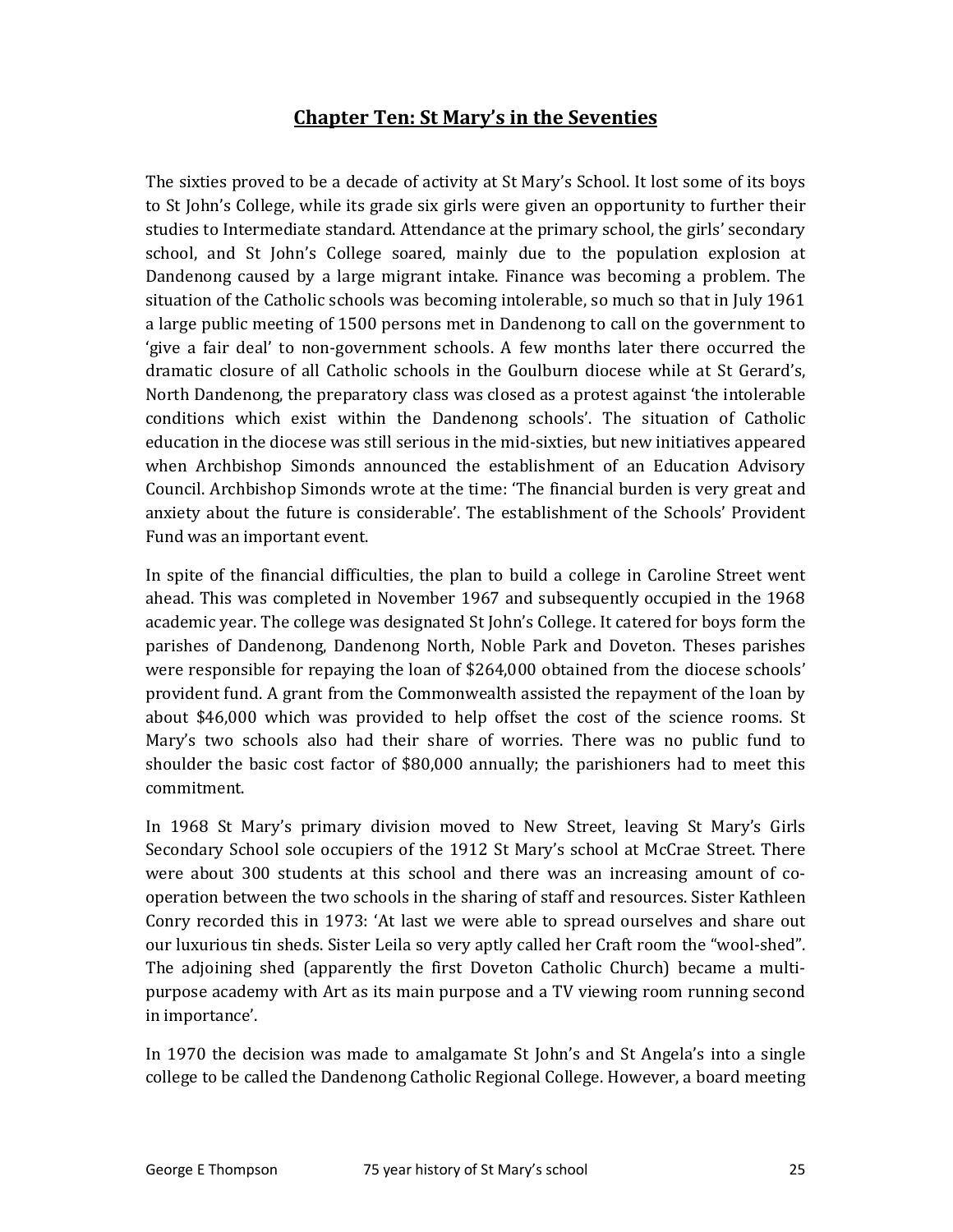## Chapter Ten: St Mary's in the Seventies

The sixties proved to be a decade of activity at St Mary's School. It lost some of its boys to St John's College, while its grade six girls were given an opportunity to further their studies to Intermediate standard. Attendance at the primary school, the girls' secondary school, and St John's College soared, mainly due to the population explosion at Dandenong caused by a large migrant intake. Finance was becoming a problem. The situation of the Catholic schools was becoming intolerable, so much so that in July 1961 a large public meeting of 1500 persons met in Dandenong to call on the government to 'give a fair deal' to non-government schools. A few months later there occurred the dramatic closure of all Catholic schools in the Goulburn diocese while at St Gerard's, North Dandenong, the preparatory class was closed as a protest against 'the intolerable conditions which exist within the Dandenong schools'. The situation of Catholic education in the diocese was still serious in the mid-sixties, but new initiatives appeared when Archbishop Simonds announced the establishment of an Education Advisory Council. Archbishop Simonds wrote at the time: 'The financial burden is very great and anxiety about the future is considerable'. The establishment of the Schools' Provident Fund was an important event.

In spite of the financial difficulties, the plan to build a college in Caroline Street went ahead. This was completed in November 1967 and subsequently occupied in the 1968 academic year. The college was designated St John's College. It catered for boys form the parishes of Dandenong, Dandenong North, Noble Park and Doveton. Theses parishes were responsible for repaying the loan of $264,000 obtained from the diocese schools' provident fund. A grant from the Commonwealth assisted the repayment of the loan by about $46,000 which was provided to help offset the cost of the science rooms. St Mary's two schools also had their share of worries. There was no public fund to shoulder the basic cost factor of $80,000 annually; the parishioners had to meet this commitment.

In 1968 St Mary's primary division moved to New Street, leaving St Mary's Girls Secondary School sole occupiers of the 1912 St Mary's school at McCrae Street. There were about 300 students at this school and there was an increasing amount of co-operation between the two schools in the sharing of staff and resources. Sister Kathleen Conry recorded this in 1973: 'At last we were able to spread ourselves and share out our luxurious tin sheds. Sister Leila so very aptly called her Craft room the "wool-shed". The adjoining shed (apparently the first Doveton Catholic Church) became a multi-purpose academy with Art as its main purpose and a TV viewing room running second in importance'.

In 1970 the decision was made to amalgamate St John's and St Angela's into a single college to be called the Dandenong Catholic Regional College. However, a board meeting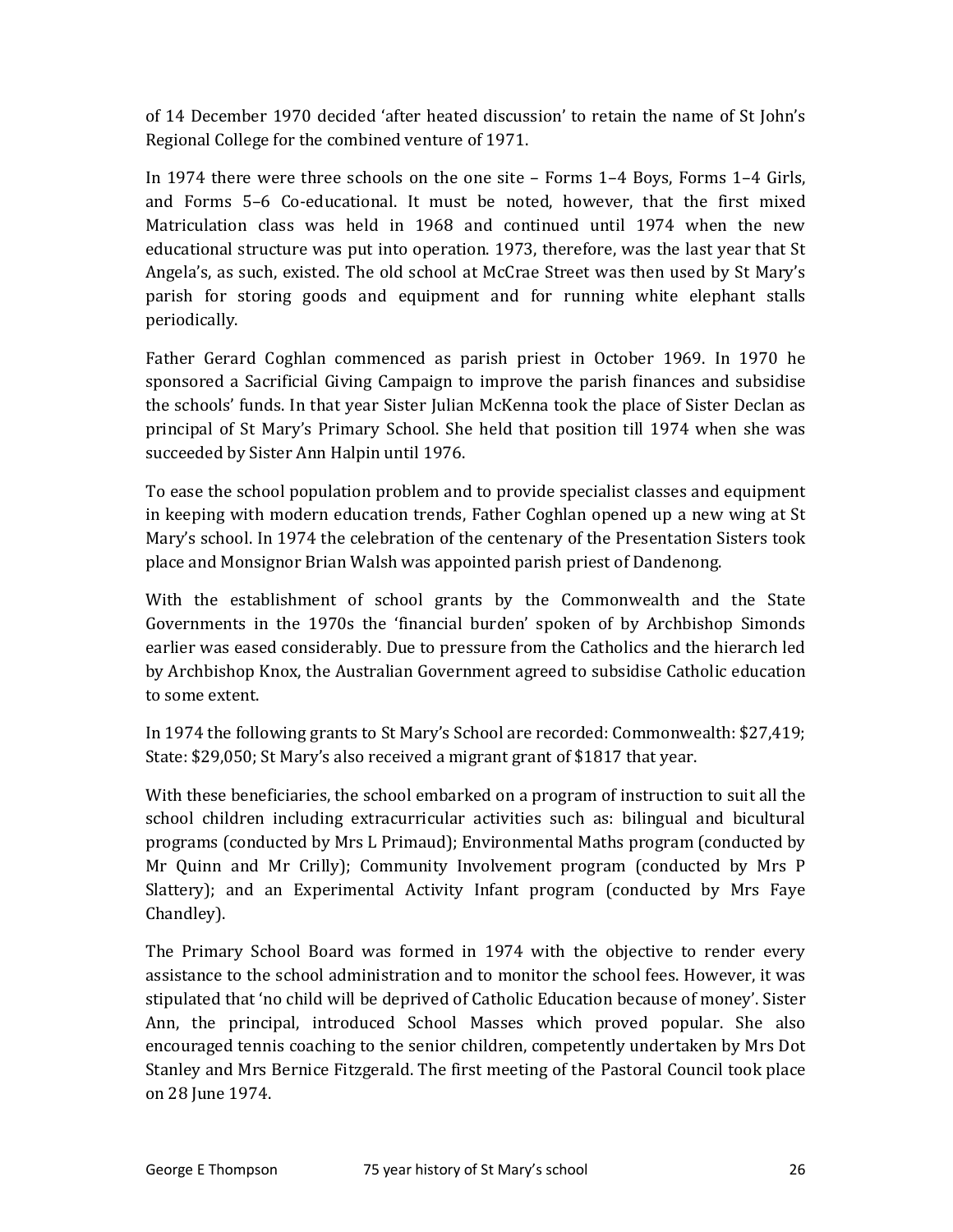of 14 December 1970 decided 'after heated discussion' to retain the name of St John's Regional College for the combined venture of 1971.

In 1974 there were three schools on the one site – Forms 1–4 Boys, Forms 1–4 Girls, and Forms 5–6 Co-educational. It must be noted, however, that the first mixed Matriculation class was held in 1968 and continued until 1974 when the new educational structure was put into operation. 1973, therefore, was the last year that St Angela's, as such, existed. The old school at McCrae Street was then used by St Mary's parish for storing goods and equipment and for running white elephant stalls periodically.

Father Gerard Coghlan commenced as parish priest in October 1969. In 1970 he sponsored a Sacrificial Giving Campaign to improve the parish finances and subsidise the schools' funds. In that year Sister Julian McKenna took the place of Sister Declan as principal of St Mary's Primary School. She held that position till 1974 when she was succeeded by Sister Ann Halpin until 1976.

To ease the school population problem and to provide specialist classes and equipment in keeping with modern education trends, Father Coghlan opened up a new wing at St Mary's school. In 1974 the celebration of the centenary of the Presentation Sisters took place and Monsignor Brian Walsh was appointed parish priest of Dandenong.

With the establishment of school grants by the Commonwealth and the State Governments in the 1970s the 'financial burden' spoken of by Archbishop Simonds earlier was eased considerably. Due to pressure from the Catholics and the hierarch led by Archbishop Knox, the Australian Government agreed to subsidise Catholic education to some extent.

In 1974 the following grants to St Mary's School are recorded: Commonwealth: $27,419; State: $29,050; St Mary's also received a migrant grant of $1817 that year.

With these beneficiaries, the school embarked on a program of instruction to suit all the school children including extracurricular activities such as: bilingual and bicultural programs (conducted by Mrs L Primaud); Environmental Maths program (conducted by Mr Quinn and Mr Crilly); Community Involvement program (conducted by Mrs P Slattery); and an Experimental Activity Infant program (conducted by Mrs Faye Chandley).

The Primary School Board was formed in 1974 with the objective to render every assistance to the school administration and to monitor the school fees. However, it was stipulated that 'no child will be deprived of Catholic Education because of money'. Sister Ann, the principal, introduced School Masses which proved popular. She also encouraged tennis coaching to the senior children, competently undertaken by Mrs Dot Stanley and Mrs Bernice Fitzgerald. The first meeting of the Pastoral Council took place on 28 June 1974.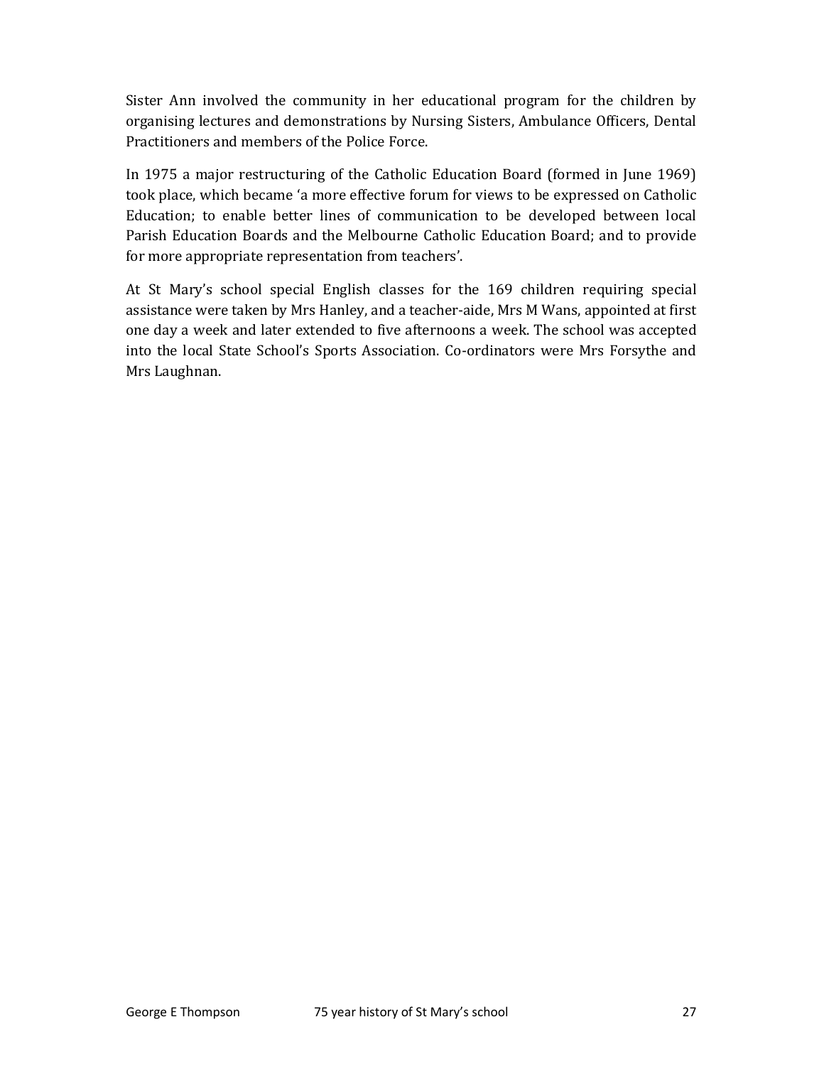Sister Ann involved the community in her educational program for the children by organising lectures and demonstrations by Nursing Sisters, Ambulance Officers, Dental Practitioners and members of the Police Force.

In 1975 a major restructuring of the Catholic Education Board (formed in June 1969) took place, which became 'a more effective forum for views to be expressed on Catholic Education; to enable better lines of communication to be developed between local Parish Education Boards and the Melbourne Catholic Education Board; and to provide for more appropriate representation from teachers'.

At St Mary's school special English classes for the 169 children requiring special assistance were taken by Mrs Hanley, and a teacher-aide, Mrs M Wans, appointed at first one day a week and later extended to five afternoons a week. The school was accepted into the local State School's Sports Association. Co-ordinators were Mrs Forsythe and Mrs Laughnan.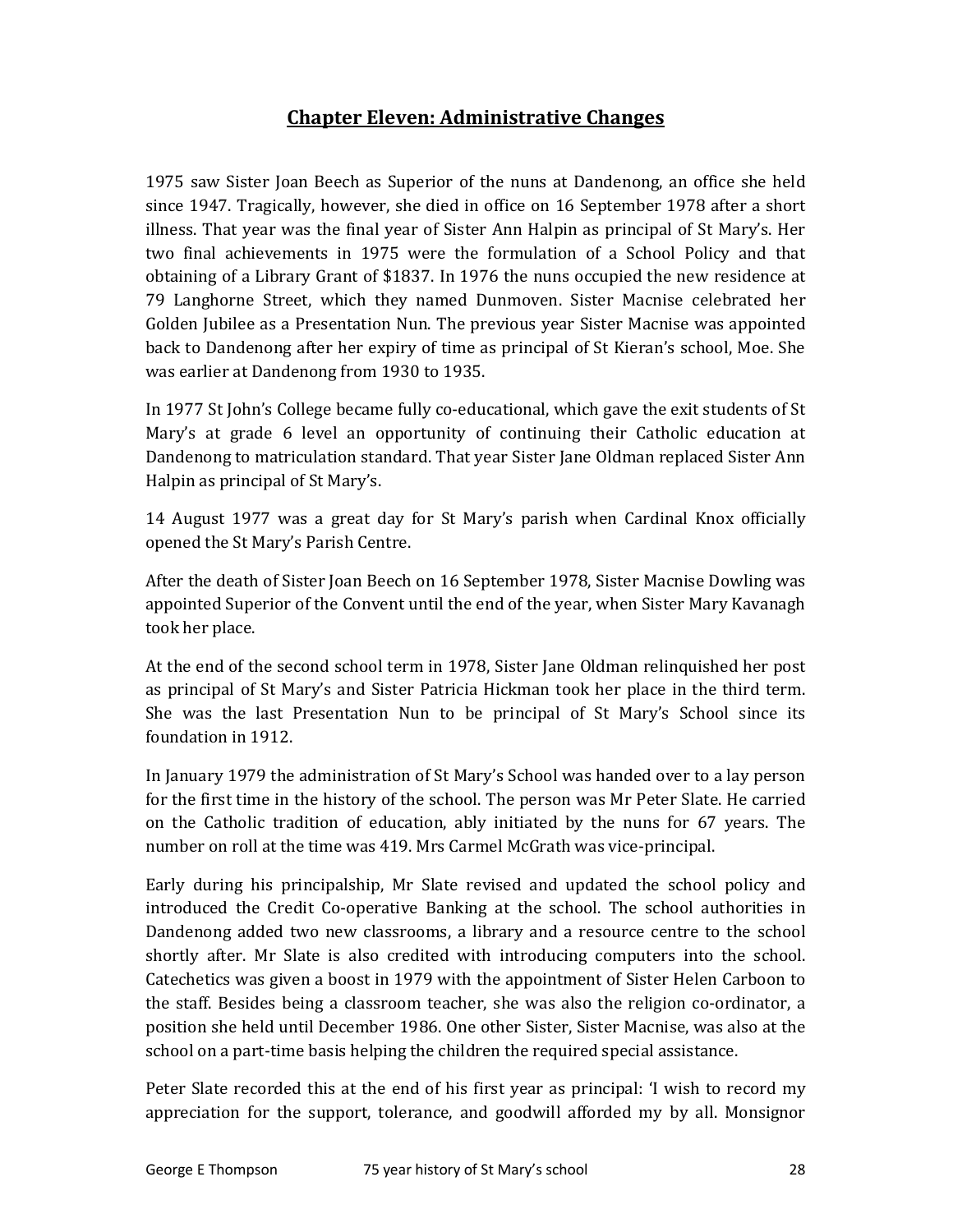## Chapter Eleven: Administrative Changes

1975 saw Sister Joan Beech as Superior of the nuns at Dandenong, an office she held since 1947. Tragically, however, she died in office on 16 September 1978 after a short illness. That year was the final year of Sister Ann Halpin as principal of St Mary's. Her two final achievements in 1975 were the formulation of a School Policy and that obtaining of a Library Grant of $1837. In 1976 the nuns occupied the new residence at 79 Langhorne Street, which they named Dunmoven. Sister Macnise celebrated her Golden Jubilee as a Presentation Nun. The previous year Sister Macnise was appointed back to Dandenong after her expiry of time as principal of St Kieran's school, Moe. She was earlier at Dandenong from 1930 to 1935.

In 1977 St John's College became fully co-educational, which gave the exit students of St Mary's at grade 6 level an opportunity of continuing their Catholic education at Dandenong to matriculation standard. That year Sister Jane Oldman replaced Sister Ann Halpin as principal of St Mary's.

14 August 1977 was a great day for St Mary's parish when Cardinal Knox officially opened the St Mary's Parish Centre.

After the death of Sister Joan Beech on 16 September 1978, Sister Macnise Dowling was appointed Superior of the Convent until the end of the year, when Sister Mary Kavanagh took her place.

At the end of the second school term in 1978, Sister Jane Oldman relinquished her post as principal of St Mary's and Sister Patricia Hickman took her place in the third term. She was the last Presentation Nun to be principal of St Mary's School since its foundation in 1912.

In January 1979 the administration of St Mary's School was handed over to a lay person for the first time in the history of the school. The person was Mr Peter Slate. He carried on the Catholic tradition of education, ably initiated by the nuns for 67 years. The number on roll at the time was 419. Mrs Carmel McGrath was vice-principal.

Early during his principalship, Mr Slate revised and updated the school policy and introduced the Credit Co-operative Banking at the school. The school authorities in Dandenong added two new classrooms, a library and a resource centre to the school shortly after. Mr Slate is also credited with introducing computers into the school. Catechetics was given a boost in 1979 with the appointment of Sister Helen Carboon to the staff. Besides being a classroom teacher, she was also the religion co-ordinator, a position she held until December 1986. One other Sister, Sister Macnise, was also at the school on a part-time basis helping the children the required special assistance.

Peter Slate recorded this at the end of his first year as principal: 'I wish to record my appreciation for the support, tolerance, and goodwill afforded my by all. Monsignor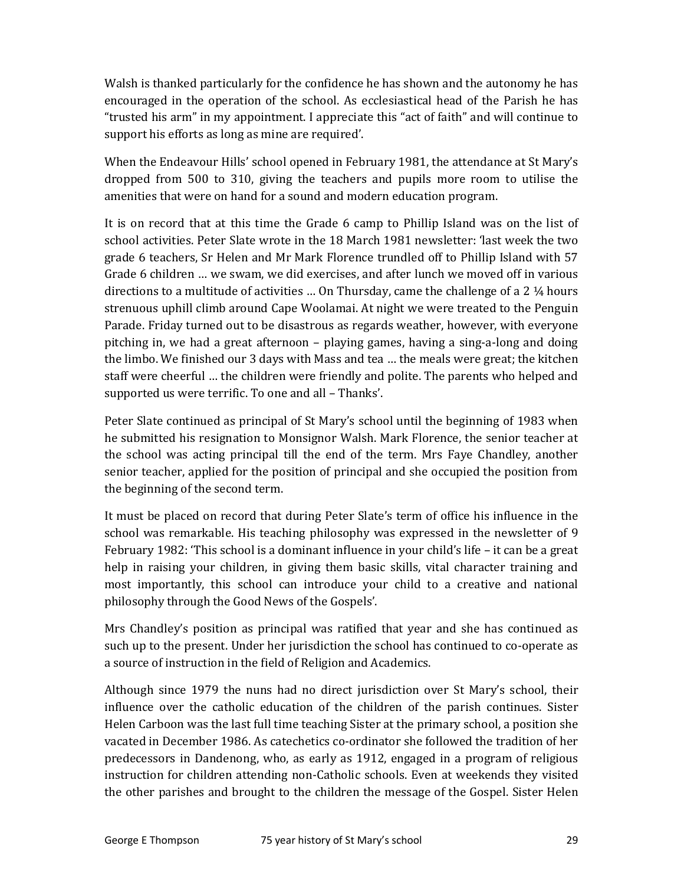Walsh is thanked particularly for the confidence he has shown and the autonomy he has encouraged in the operation of the school. As ecclesiastical head of the Parish he has "trusted his arm" in my appointment. I appreciate this "act of faith" and will continue to support his efforts as long as mine are required'.

When the Endeavour Hills' school opened in February 1981, the attendance at St Mary's dropped from 500 to 310, giving the teachers and pupils more room to utilise the amenities that were on hand for a sound and modern education program.

It is on record that at this time the Grade 6 camp to Phillip Island was on the list of school activities. Peter Slate wrote in the 18 March 1981 newsletter: 'last week the two grade 6 teachers, Sr Helen and Mr Mark Florence trundled off to Phillip Island with 57 Grade 6 children … we swam, we did exercises, and after lunch we moved off in various directions to a multitude of activities … On Thursday, came the challenge of a 2 ¼ hours strenuous uphill climb around Cape Woolamai. At night we were treated to the Penguin Parade. Friday turned out to be disastrous as regards weather, however, with everyone pitching in, we had a great afternoon – playing games, having a sing-a-long and doing the limbo. We finished our 3 days with Mass and tea … the meals were great; the kitchen staff were cheerful … the children were friendly and polite. The parents who helped and supported us were terrific. To one and all – Thanks'.

Peter Slate continued as principal of St Mary's school until the beginning of 1983 when he submitted his resignation to Monsignor Walsh. Mark Florence, the senior teacher at the school was acting principal till the end of the term. Mrs Faye Chandley, another senior teacher, applied for the position of principal and she occupied the position from the beginning of the second term.

It must be placed on record that during Peter Slate's term of office his influence in the school was remarkable. His teaching philosophy was expressed in the newsletter of 9 February 1982: 'This school is a dominant influence in your child's life – it can be a great help in raising your children, in giving them basic skills, vital character training and most importantly, this school can introduce your child to a creative and national philosophy through the Good News of the Gospels'.

Mrs Chandley's position as principal was ratified that year and she has continued as such up to the present. Under her jurisdiction the school has continued to co-operate as a source of instruction in the field of Religion and Academics.

Although since 1979 the nuns had no direct jurisdiction over St Mary's school, their influence over the catholic education of the children of the parish continues. Sister Helen Carboon was the last full time teaching Sister at the primary school, a position she vacated in December 1986. As catechetics co-ordinator she followed the tradition of her predecessors in Dandenong, who, as early as 1912, engaged in a program of religious instruction for children attending non-Catholic schools. Even at weekends they visited the other parishes and brought to the children the message of the Gospel. Sister Helen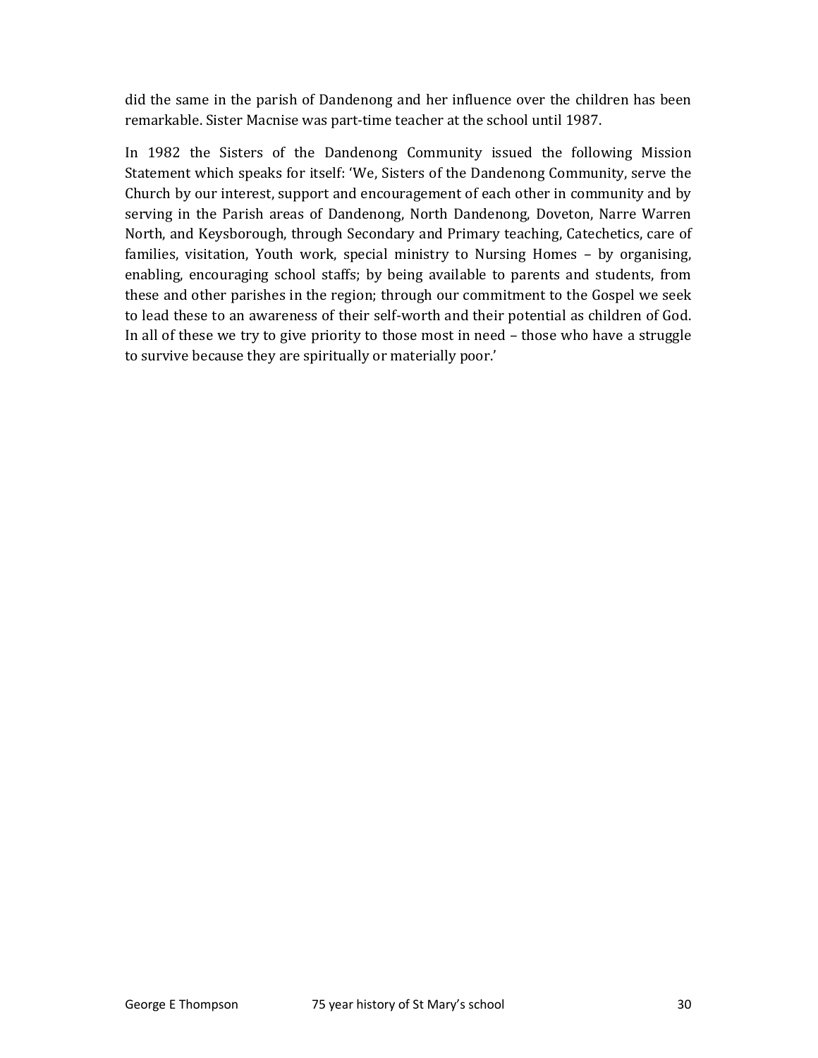did the same in the parish of Dandenong and her influence over the children has been remarkable. Sister Macnise was part-time teacher at the school until 1987.

In 1982 the Sisters of the Dandenong Community issued the following Mission Statement which speaks for itself: 'We, Sisters of the Dandenong Community, serve the Church by our interest, support and encouragement of each other in community and by serving in the Parish areas of Dandenong, North Dandenong, Doveton, Narre Warren North, and Keysborough, through Secondary and Primary teaching, Catechetics, care of families, visitation, Youth work, special ministry to Nursing Homes – by organising, enabling, encouraging school staffs; by being available to parents and students, from these and other parishes in the region; through our commitment to the Gospel we seek to lead these to an awareness of their self-worth and their potential as children of God. In all of these we try to give priority to those most in need – those who have a struggle to survive because they are spiritually or materially poor.'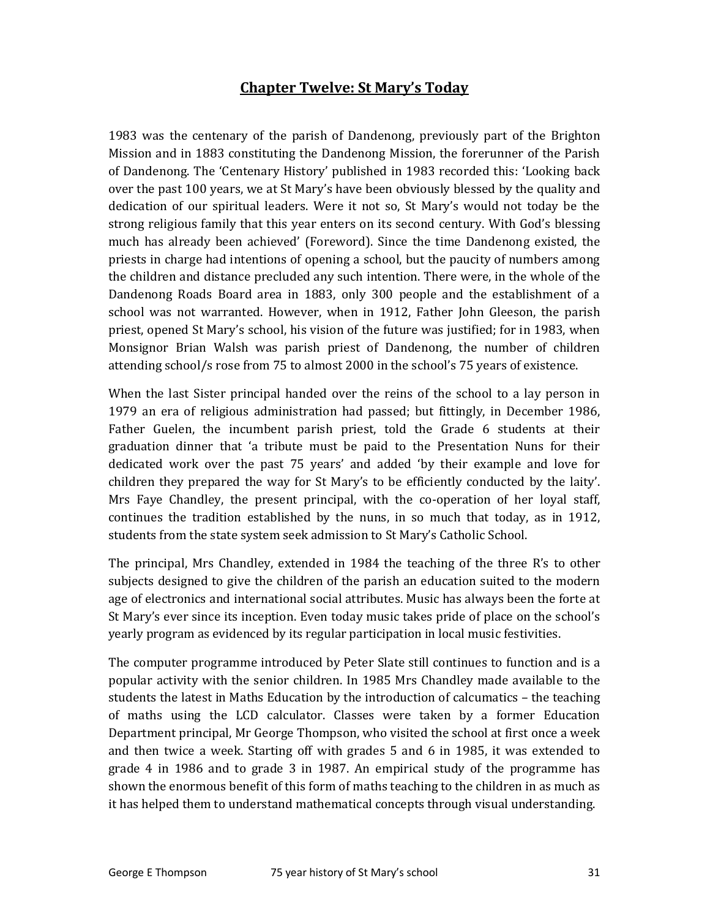# Chapter Twelve: St Mary's Today

1983 was the centenary of the parish of Dandenong, previously part of the Brighton Mission and in 1883 constituting the Dandenong Mission, the forerunner of the Parish of Dandenong. The 'Centenary History' published in 1983 recorded this: 'Looking back over the past 100 years, we at St Mary's have been obviously blessed by the quality and dedication of our spiritual leaders. Were it not so, St Mary's would not today be the strong religious family that this year enters on its second century. With God's blessing much has already been achieved' (Foreword). Since the time Dandenong existed, the priests in charge had intentions of opening a school, but the paucity of numbers among the children and distance precluded any such intention. There were, in the whole of the Dandenong Roads Board area in 1883, only 300 people and the establishment of a school was not warranted. However, when in 1912, Father John Gleeson, the parish priest, opened St Mary's school, his vision of the future was justified; for in 1983, when Monsignor Brian Walsh was parish priest of Dandenong, the number of children attending school/s rose from 75 to almost 2000 in the school's 75 years of existence.

When the last Sister principal handed over the reins of the school to a lay person in 1979 an era of religious administration had passed; but fittingly, in December 1986, Father Guelen, the incumbent parish priest, told the Grade 6 students at their graduation dinner that 'a tribute must be paid to the Presentation Nuns for their dedicated work over the past 75 years' and added 'by their example and love for children they prepared the way for St Mary's to be efficiently conducted by the laity'. Mrs Faye Chandley, the present principal, with the co-operation of her loyal staff, continues the tradition established by the nuns, in so much that today, as in 1912, students from the state system seek admission to St Mary's Catholic School.

The principal, Mrs Chandley, extended in 1984 the teaching of the three R's to other subjects designed to give the children of the parish an education suited to the modern age of electronics and international social attributes. Music has always been the forte at St Mary's ever since its inception. Even today music takes pride of place on the school's yearly program as evidenced by its regular participation in local music festivities.

The computer programme introduced by Peter Slate still continues to function and is a popular activity with the senior children. In 1985 Mrs Chandley made available to the students the latest in Maths Education by the introduction of calcumatics – the teaching of maths using the LCD calculator. Classes were taken by a former Education Department principal, Mr George Thompson, who visited the school at first once a week and then twice a week. Starting off with grades 5 and 6 in 1985, it was extended to grade 4 in 1986 and to grade 3 in 1987. An empirical study of the programme has shown the enormous benefit of this form of maths teaching to the children in as much as it has helped them to understand mathematical concepts through visual understanding.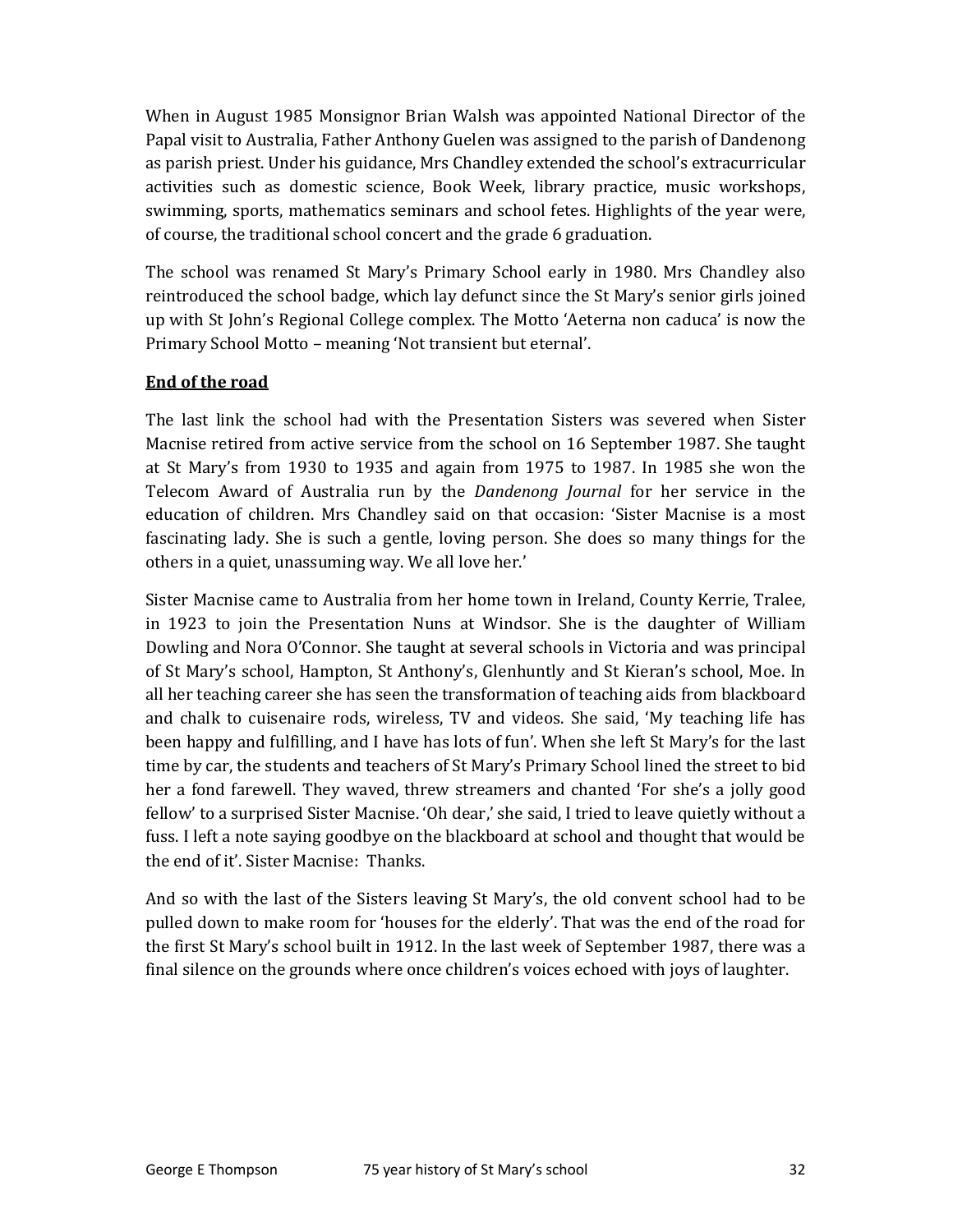When in August 1985 Monsignor Brian Walsh was appointed National Director of the Papal visit to Australia, Father Anthony Guelen was assigned to the parish of Dandenong as parish priest. Under his guidance, Mrs Chandley extended the school's extracurricular activities such as domestic science, Book Week, library practice, music workshops, swimming, sports, mathematics seminars and school fetes. Highlights of the year were, of course, the traditional school concert and the grade 6 graduation.

The school was renamed St Mary's Primary School early in 1980. Mrs Chandley also reintroduced the school badge, which lay defunct since the St Mary's senior girls joined up with St John's Regional College complex. The Motto 'Aeterna non caduca' is now the Primary School Motto – meaning 'Not transient but eternal'.

## **End of the road**

The last link the school had with the Presentation Sisters was severed when Sister Macnise retired from active service from the school on 16 September 1987. She taught at St Mary's from 1930 to 1935 and again from 1975 to 1987. In 1985 she won the Telecom Award of Australia run by the *Dandenong Journal* for her service in the education of children. Mrs Chandley said on that occasion: 'Sister Macnise is a most fascinating lady. She is such a gentle, loving person. She does so many things for the others in a quiet, unassuming way. We all love her.'

Sister Macnise came to Australia from her home town in Ireland, County Kerrie, Tralee, in 1923 to join the Presentation Nuns at Windsor. She is the daughter of William Dowling and Nora O'Connor. She taught at several schools in Victoria and was principal of St Mary's school, Hampton, St Anthony's, Glenhuntly and St Kieran's school, Moe. In all her teaching career she has seen the transformation of teaching aids from blackboard and chalk to cuisenaire rods, wireless, TV and videos. She said, 'My teaching life has been happy and fulfilling, and I have has lots of fun'. When she left St Mary's for the last time by car, the students and teachers of St Mary's Primary School lined the street to bid her a fond farewell. They waved, threw streamers and chanted 'For she's a jolly good fellow' to a surprised Sister Macnise. 'Oh dear,' she said, I tried to leave quietly without a fuss. I left a note saying goodbye on the blackboard at school and thought that would be the end of it'. Sister Macnise: Thanks.

And so with the last of the Sisters leaving St Mary's, the old convent school had to be pulled down to make room for 'houses for the elderly'. That was the end of the road for the first St Mary's school built in 1912. In the last week of September 1987, there was a final silence on the grounds where once children's voices echoed with joys of laughter.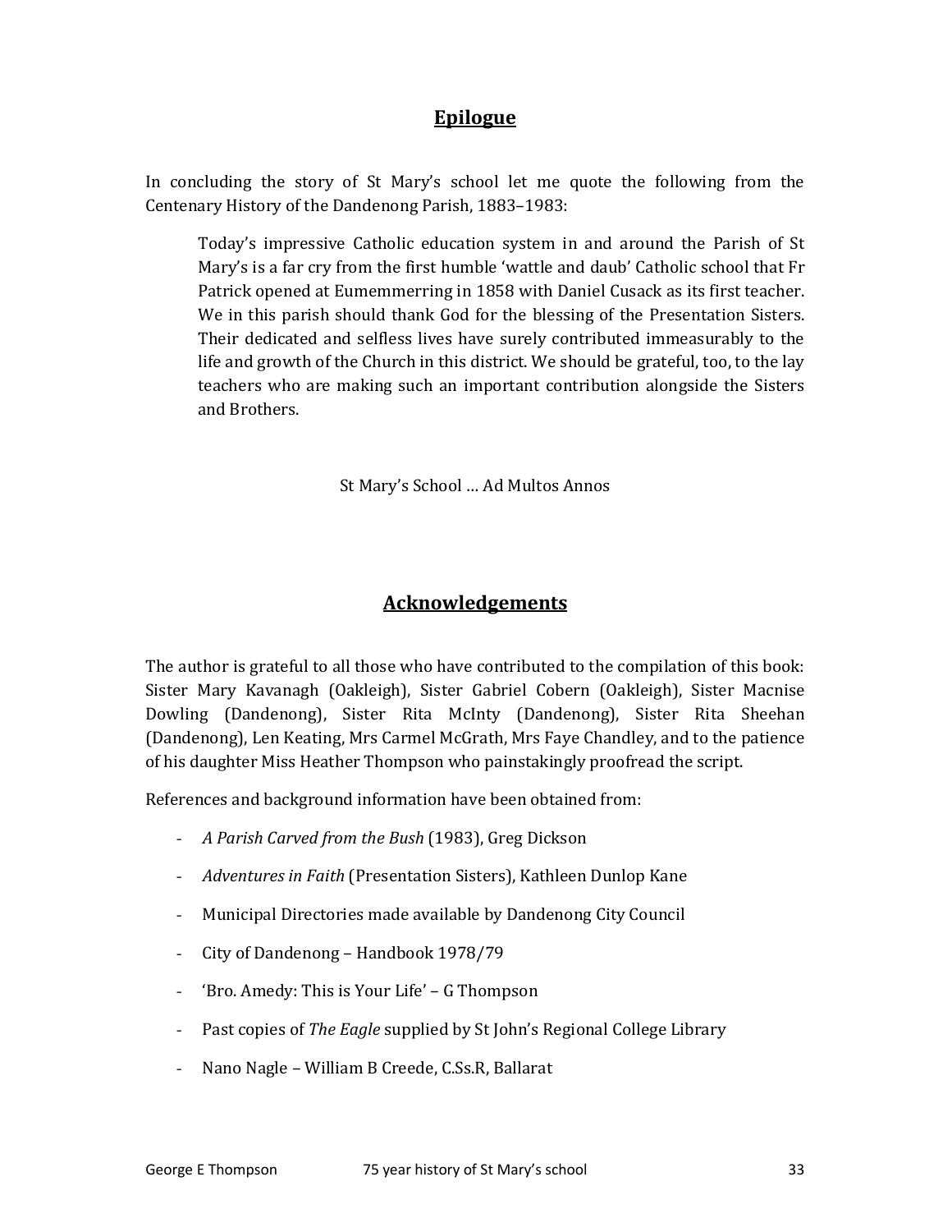## Epilogue

In concluding the story of St Mary's school let me quote the following from the Centenary History of the Dandenong Parish, 1883–1983:

> Today's impressive Catholic education system in and around the Parish of St Mary's is a far cry from the first humble 'wattle and daub' Catholic school that Fr Patrick opened at Eumemmerring in 1858 with Daniel Cusack as its first teacher. We in this parish should thank God for the blessing of the Presentation Sisters. Their dedicated and selfless lives have surely contributed immeasurably to the life and growth of the Church in this district. We should be grateful, too, to the lay teachers who are making such an important contribution alongside the Sisters and Brothers.

St Mary's School … Ad Multos Annos

## Acknowledgements

The author is grateful to all those who have contributed to the compilation of this book: Sister Mary Kavanagh (Oakleigh), Sister Gabriel Cobern (Oakleigh), Sister Macnise Dowling (Dandenong), Sister Rita McInty (Dandenong), Sister Rita Sheehan (Dandenong), Len Keating, Mrs Carmel McGrath, Mrs Faye Chandley, and to the patience of his daughter Miss Heather Thompson who painstakingly proofread the script.

References and background information have been obtained from:

- *A Parish Carved from the Bush* (1983), Greg Dickson
- *Adventures in Faith* (Presentation Sisters), Kathleen Dunlop Kane
- Municipal Directories made available by Dandenong City Council
- City of Dandenong – Handbook 1978/79
- 'Bro. Amedy: This is Your Life' – G Thompson
- Past copies of *The Eagle* supplied by St John's Regional College Library
- Nano Nagle – William B Creede, C.Ss.R, Ballarat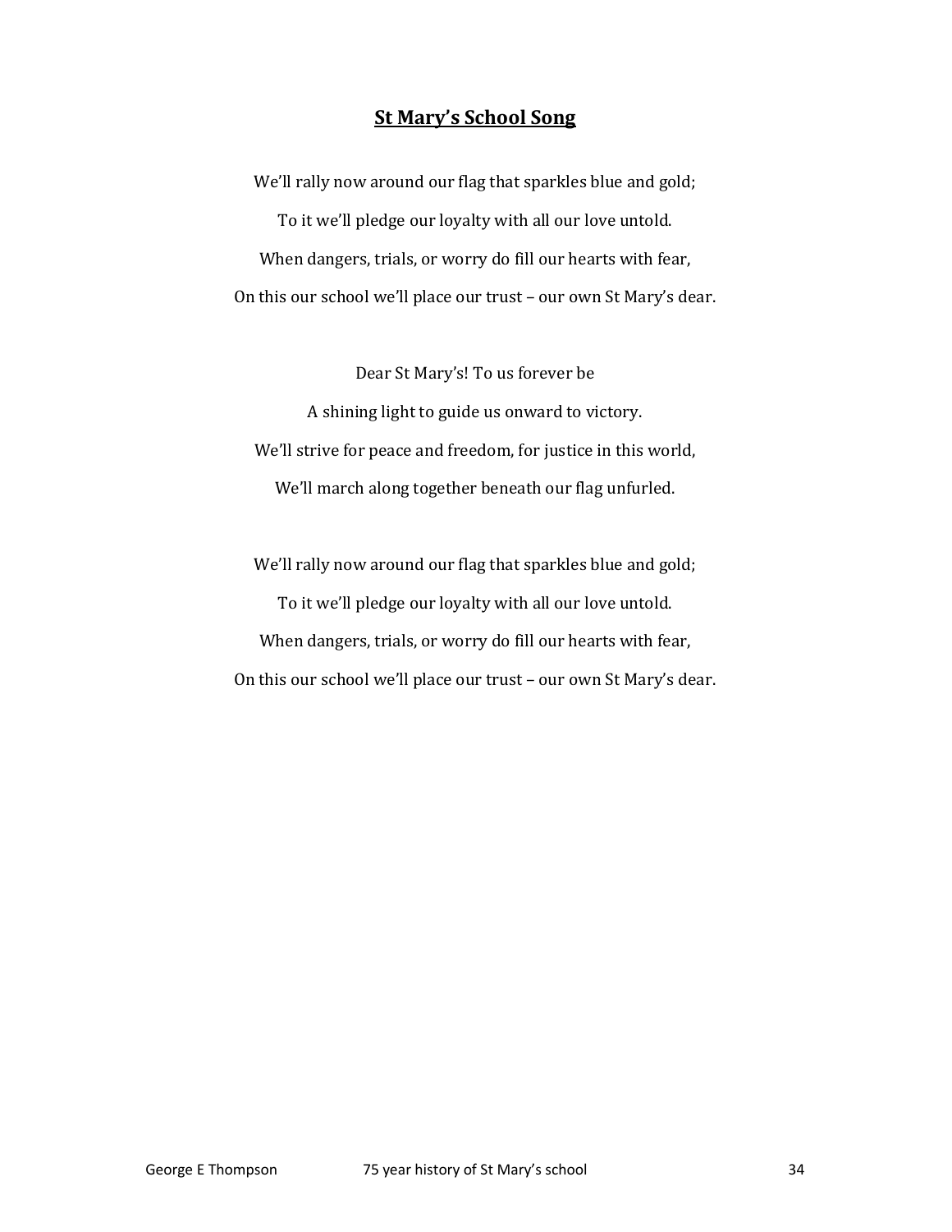## St Mary's School Song

We'll rally now around our flag that sparkles blue and gold;  
To it we'll pledge our loyalty with all our love untold.  
When dangers, trials, or worry do fill our hearts with fear,  
On this our school we'll place our trust – our own St Mary's dear.

Dear St Mary's! To us forever be  
A shining light to guide us onward to victory.  
We'll strive for peace and freedom, for justice in this world,  
We'll march along together beneath our flag unfurled.

We'll rally now around our flag that sparkles blue and gold;  
To it we'll pledge our loyalty with all our love untold.  
When dangers, trials, or worry do fill our hearts with fear,  
On this our school we'll place our trust – our own St Mary's dear.